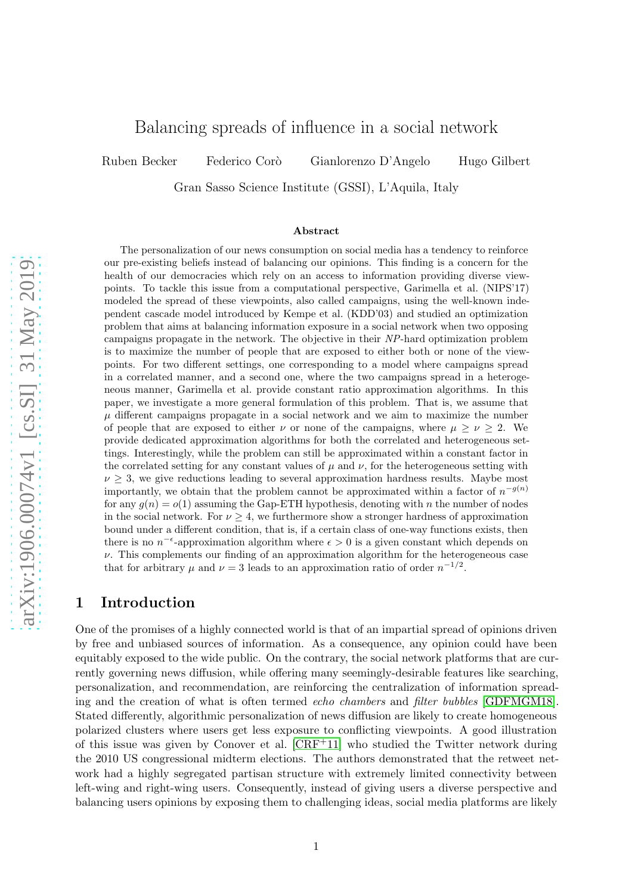# Balancing spreads of influence in a social network

Ruben Becker Federico Corò Gianlorenzo D'Angelo Hugo Gilbert

Gran Sasso Science Institute (GSSI), L'Aquila, Italy

### Abstract

The personalization of our news consumption on social media has a tendency to reinforce our pre-existing beliefs instead of balancing our opinions. This finding is a concern for the health of our democracies which rely on an access to information providing diverse viewpoints. To tackle this issue from a computational perspective, Garimella et al. (NIPS'17) modeled the spread of these viewpoints, also called campaigns, using the well-known independent cascade model introduced by Kempe et al. (KDD'03) and studied an optimization problem that aims at balancing information exposure in a social network when two opposing campaigns propagate in the network. The objective in their *NP*-hard optimization problem is to maximize the number of people that are exposed to either both or none of the viewpoints. For two different settings, one corresponding to a model where campaigns spread in a correlated manner, and a second one, where the two campaigns spread in a heterogeneous manner, Garimella et al. provide constant ratio approximation algorithms. In this paper, we investigate a more general formulation of this problem. That is, we assume that $\mu$ different campaigns propagate in a social network and we aim to maximize the number of people that are exposed to either $\nu$ or none of the campaigns, where $\mu \geq \nu \geq 2$. We provide dedicated approximation algorithms for both the correlated and heterogeneous settings. Interestingly, while the problem can still be approximated within a constant factor in the correlated setting for any constant values of $\mu$ and $\nu$, for the heterogeneous setting with $\nu \geq 3$, we give reductions leading to several approximation hardness results. Maybe most importantly, we obtain that the problem cannot be approximated within a factor of $n^{-g(n)}$ for any $g(n) = o(1)$ assuming the Gap-ETH hypothesis, denoting with $n$ the number of nodes in the social network. For $\nu \geq 4$, we furthermore show a stronger hardness of approximation bound under a different condition, that is, if a certain class of one-way functions exists, then there is no $n^{-\epsilon}$-approximation algorithm where $\epsilon > 0$ is a given constant which depends on $\nu$. This complements our finding of an approximation algorithm for the heterogeneous case that for arbitrary $\mu$ and $\nu = 3$ leads to an approximation ratio of order $n^{-1/2}$.

## 1 Introduction

One of the promises of a highly connected world is that of an impartial spread of opinions driven by free and unbiased sources of information. As a consequence, any opinion could have been equitably exposed to the wide public. On the contrary, the social network platforms that are currently governing news diffusion, while offering many seemingly-desirable features like searching, personalization, and recommendation, are reinforcing the centralization of information spreading and the creation of what is often termed *echo chambers* and *filter bubbles* [GDFMGM18]. Stated differently, algorithmic personalization of news diffusion are likely to create homogeneous polarized clusters where users get less exposure to conflicting viewpoints. A good illustration of this issue was given by Conover et al. [CRF+11] who studied the Twitter network during the 2010 US congressional midterm elections. The authors demonstrated that the retweet network had a highly segregated partisan structure with extremely limited connectivity between left-wing and right-wing users. Consequently, instead of giving users a diverse perspective and balancing users opinions by exposing them to challenging ideas, social media platforms are likely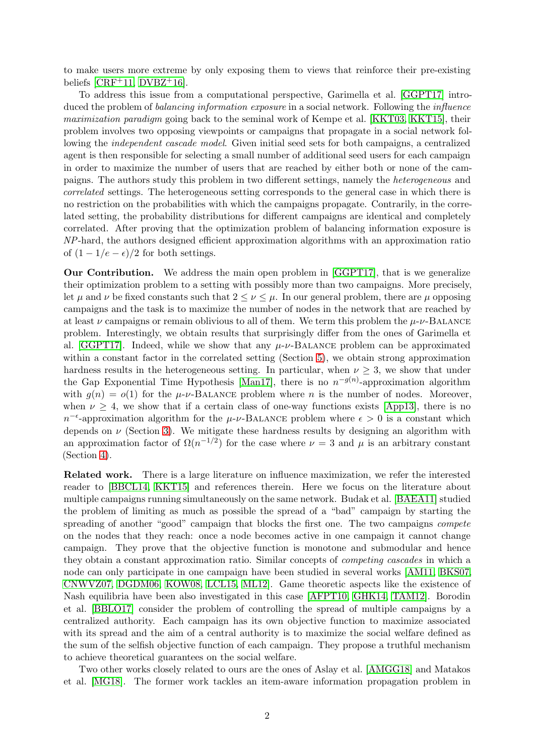to make users more extreme by only exposing them to views that reinforce their pre-existing beliefs [CRF+11, DVBZ+16].

To address this issue from a computational perspective, Garimella et al. [GGPT17] introduced the problem of *balancing information exposure* in a social network. Following the *influence maximization paradigm* going back to the seminal work of Kempe et al. [KKT03, KKT15], their problem involves two opposing viewpoints or campaigns that propagate in a social network following the *independent cascade model*. Given initial seed sets for both campaigns, a centralized agent is then responsible for selecting a small number of additional seed users for each campaign in order to maximize the number of users that are reached by either both or none of the campaigns. The authors study this problem in two different settings, namely the *heterogeneous* and *correlated* settings. The heterogeneous setting corresponds to the general case in which there is no restriction on the probabilities with which the campaigns propagate. Contrarily, in the correlated setting, the probability distributions for different campaigns are identical and completely correlated. After proving that the optimization problem of balancing information exposure is *NP*-hard, the authors designed efficient approximation algorithms with an approximation ratio of $(1 - 1/e - \epsilon)/2$ for both settings.

**Our Contribution.** We address the main open problem in [GGPT17], that is we generalize their optimization problem to a setting with possibly more than two campaigns. More precisely, let $\mu$ and $\nu$ be fixed constants such that $2 \leq \nu \leq \mu$. In our general problem, there are $\mu$ opposing campaigns and the task is to maximize the number of nodes in the network that are reached by at least $\nu$ campaigns or remain oblivious to all of them. We term this problem the $\mu$-$\nu$-BALANCE problem. Interestingly, we obtain results that surprisingly differ from the ones of Garimella et al. [GGPT17]. Indeed, while we show that any $\mu$-$\nu$-BALANCE problem can be approximated within a constant factor in the correlated setting (Section 5), we obtain strong approximation hardness results in the heterogeneous setting. In particular, when $\nu \geq 3$, we show that under the Gap Exponential Time Hypothesis [Man17], there is no $n^{-g(n)}$-approximation algorithm with $g(n) = o(1)$ for the $\mu$-$\nu$-BALANCE problem where $n$ is the number of nodes. Moreover, when $\nu \geq 4$, we show that if a certain class of one-way functions exists [App13], there is no $n^{-\epsilon}$-approximation algorithm for the $\mu$-$\nu$-BALANCE problem where $\epsilon > 0$ is a constant which depends on $\nu$ (Section 3). We mitigate these hardness results by designing an algorithm with an approximation factor of $\Omega(n^{-1/2})$ for the case where $\nu = 3$ and $\mu$ is an arbitrary constant (Section 4).

**Related work.** There is a large literature on influence maximization, we refer the interested reader to [BBCL14, KKT15] and references therein. Here we focus on the literature about multiple campaigns running simultaneously on the same network. Budak et al. [BAEA11] studied the problem of limiting as much as possible the spread of a "bad" campaign by starting the spreading of another "good" campaign that blocks the first one. The two campaigns *compete* on the nodes that they reach: once a node becomes active in one campaign it cannot change campaign. They prove that the objective function is monotone and submodular and hence they obtain a constant approximation ratio. Similar concepts of *competing cascades* in which a node can only participate in one campaign have been studied in several works [AM11, BKS07, CNWVZ07, DGDM06, KOW08, LCL15, ML12]. Game theoretic aspects like the existence of Nash equilibria have been also investigated in this case [AFPT10, GHK14, TAM12]. Borodin et al. [BBLO17] consider the problem of controlling the spread of multiple campaigns by a centralized authority. Each campaign has its own objective function to maximize associated with its spread and the aim of a central authority is to maximize the social welfare defined as the sum of the selfish objective function of each campaign. They propose a truthful mechanism to achieve theoretical guarantees on the social welfare.

Two other works closely related to ours are the ones of Aslay et al. [AMGG18] and Matakos et al. [MG18]. The former work tackles an item-aware information propagation problem in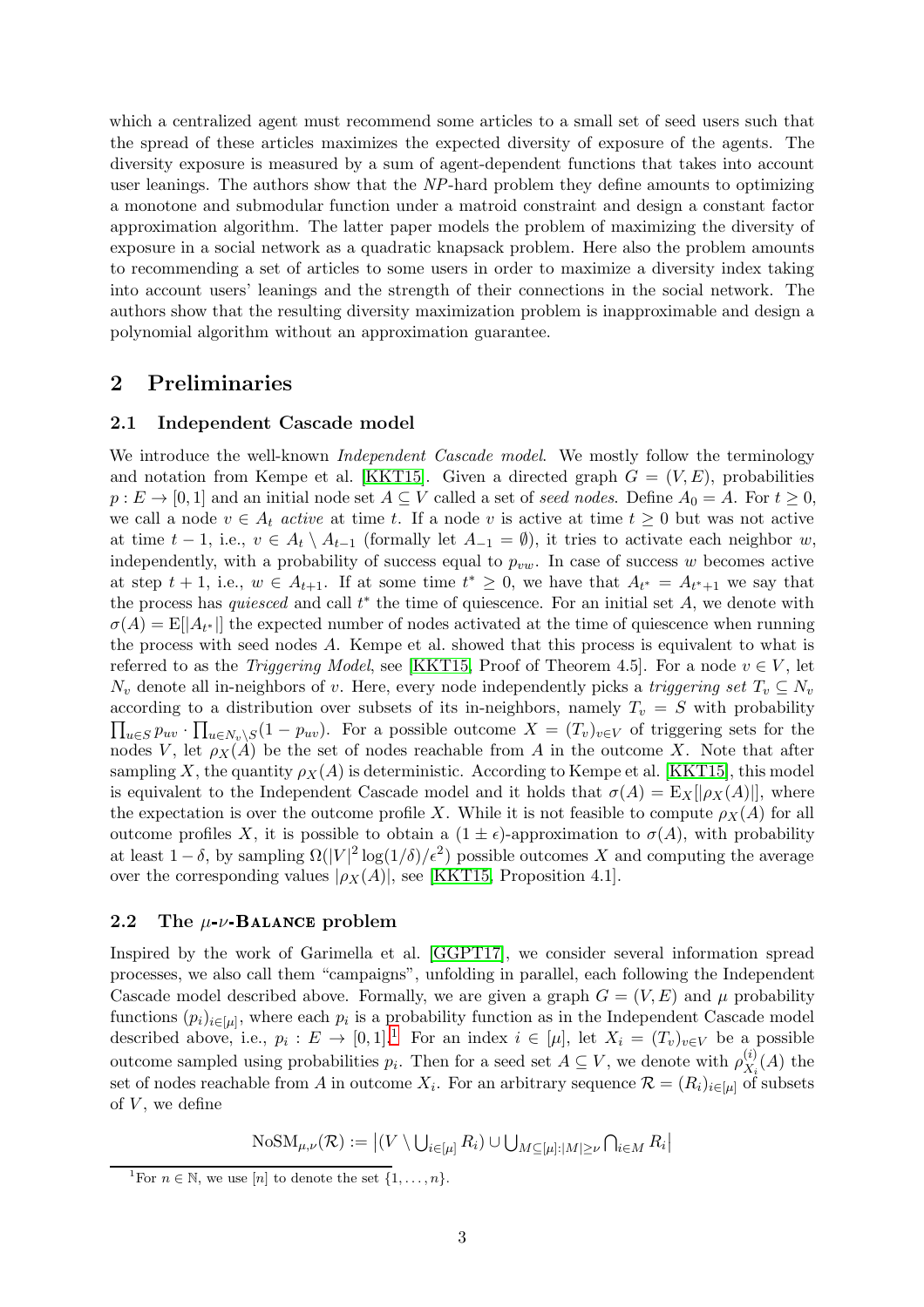which a centralized agent must recommend some articles to a small set of seed users such that the spread of these articles maximizes the expected diversity of exposure of the agents. The diversity exposure is measured by a sum of agent-dependent functions that takes into account user leanings. The authors show that the *NP*-hard problem they define amounts to optimizing a monotone and submodular function under a matroid constraint and design a constant factor approximation algorithm. The latter paper models the problem of maximizing the diversity of exposure in a social network as a quadratic knapsack problem. Here also the problem amounts to recommending a set of articles to some users in order to maximize a diversity index taking into account users' leanings and the strength of their connections in the social network. The authors show that the resulting diversity maximization problem is inapproximable and design a polynomial algorithm without an approximation guarantee.

## 2 Preliminaries

### 2.1 Independent Cascade model

We introduce the well-known *Independent Cascade model*. We mostly follow the terminology and notation from Kempe et al. [KKT15]. Given a directed graph $G = (V, E)$, probabilities $p : E \to [0, 1]$ and an initial node set $A \subseteq V$ called a set of *seed nodes*. Define $A_0 = A$. For $t \geq 0$, we call a node $v \in A_t$ *active* at time $t$. If a node $v$ is active at time $t \geq 0$ but was not active at time $t-1$, i.e., $v \in A_t \setminus A_{t-1}$ (formally let $A_{-1} = \emptyset$), it tries to activate each neighbor $w$, independently, with a probability of success equal to $p_{vw}$. In case of success $w$ becomes active at step $t+1$, i.e., $w \in A_{t+1}$. If at some time $t^* \geq 0$, we have that $A_{t^*} = A_{t^*+1}$ we say that the process has *quiesced* and call $t^*$ the time of quiescence. For an initial set $A$, we denote with $\sigma(A) = \mathrm{E}[|A_{t^*}|]$ the expected number of nodes activated at the time of quiescence when running the process with seed nodes $A$. Kempe et al. showed that this process is equivalent to what is referred to as the *Triggering Model*, see [KKT15, Proof of Theorem 4.5]. For a node $v \in V$, let $N_v$ denote all in-neighbors of $v$. Here, every node independently picks a *triggering set* $T_v \subseteq N_v$ according to a distribution over subsets of its in-neighbors, namely $T_v = S$ with probability $\prod_{u \in S} p_{uv} \cdot \prod_{u \in N_v \setminus S}(1 - p_{uv})$. For a possible outcome $X = (T_v)_{v \in V}$ of triggering sets for the nodes $V$, let $\rho_X(A)$ be the set of nodes reachable from $A$ in the outcome $X$. Note that after sampling $X$, the quantity $\rho_X(A)$ is deterministic. According to Kempe et al. [KKT15], this model is equivalent to the Independent Cascade model and it holds that $\sigma(A) = \mathrm{E}_X[|\rho_X(A)|]$, where the expectation is over the outcome profile $X$. While it is not feasible to compute $\rho_X(A)$ for all outcome profiles $X$, it is possible to obtain a $(1 \pm \epsilon)$-approximation to $\sigma(A)$, with probability at least $1 - \delta$, by sampling $\Omega(|V|^2 \log(1/\delta)/\epsilon^2)$ possible outcomes $X$ and computing the average over the corresponding values $|\rho_X(A)|$, see [KKT15, Proposition 4.1].

### 2.2 The $\mu$-$\nu$-Balance problem

Inspired by the work of Garimella et al. [GGPT17], we consider several information spread processes, we also call them "campaigns", unfolding in parallel, each following the Independent Cascade model described above. Formally, we are given a graph $G = (V, E)$ and $\mu$ probability functions $(p_i)_{i \in [\mu]}$, where each $p_i$ is a probability function as in the Independent Cascade model described above, i.e., $p_i : E \to [0, 1]$.[1] For an index $i \in [\mu]$, let $X_i = (T_v)_{v \in V}$ be a possible outcome sampled using probabilities $p_i$. Then for a seed set $A \subseteq V$, we denote with $\rho^{(i)}_{X_i}(A)$ the set of nodes reachable from $A$ in outcome $X_i$. For an arbitrary sequence $\mathcal{R} = (R_i)_{i \in [\mu]}$ of subsets of $V$, we define

$$\mathrm{NoSM}_{\mu,\nu}(\mathcal{R}) := \left|(V \setminus \textstyle\bigcup_{i \in [\mu]} R_i) \cup \bigcup_{M \subseteq [\mu] : |M| \geq \nu} \bigcap_{i \in M} R_i\right|$$

[1] For $n \in \mathbb{N}$, we use $[n]$ to denote the set $\{1, \ldots, n\}$.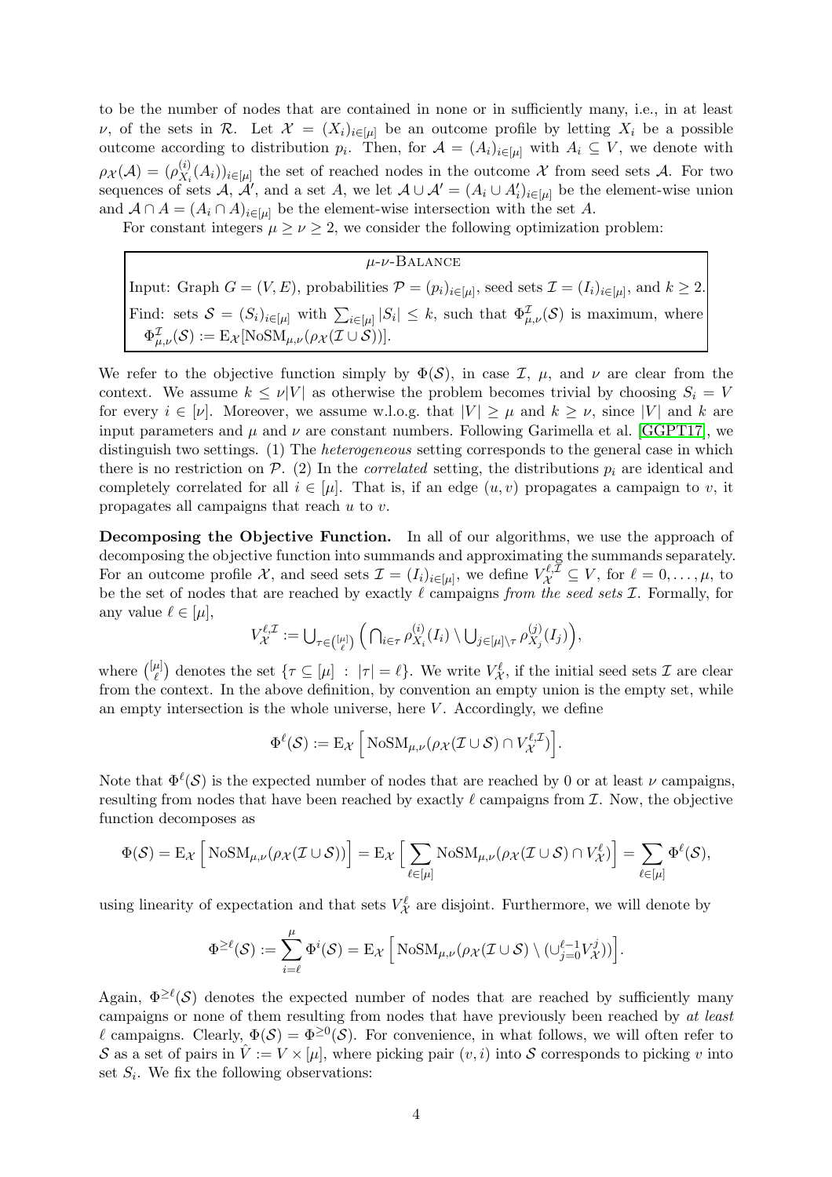to be the number of nodes that are contained in none or in sufficiently many, i.e., in at least $\nu$, of the sets in $\mathcal{R}$. Let $\mathcal{X} = (X_i)_{i\in[\mu]}$ be an outcome profile by letting $X_i$ be a possible outcome according to distribution $p_i$. Then, for $\mathcal{A} = (A_i)_{i\in[\mu]}$ with $A_i \subseteq V$, we denote with $\rho_{\mathcal{X}}(\mathcal{A}) = (\rho^{(i)}_{X_i}(A_i))_{i\in[\mu]}$ the set of reached nodes in the outcome $\mathcal{X}$ from seed sets $\mathcal{A}$. For two sequences of sets $\mathcal{A}$, $\mathcal{A}'$, and a set $A$, we let $\mathcal{A} \cup \mathcal{A}' = (A_i \cup A'_i)_{i\in[\mu]}$ be the element-wise union and $\mathcal{A} \cap A = (A_i \cap A)_{i\in[\mu]}$ be the element-wise intersection with the set $A$.

For constant integers $\mu \geq \nu \geq 2$, we consider the following optimization problem:

> $\mu$-$\nu$-Balance
>
> Input: Graph $G = (V, E)$, probabilities $\mathcal{P} = (p_i)_{i\in[\mu]}$, seed sets $\mathcal{I} = (I_i)_{i\in[\mu]}$, and $k \geq 2$.
>
> Find: sets $\mathcal{S} = (S_i)_{i\in[\mu]}$ with $\sum_{i\in[\mu]} |S_i| \leq k$, such that $\Phi^{\mathcal{I}}_{\mu,\nu}(\mathcal{S})$ is maximum, where $\Phi^{\mathcal{I}}_{\mu,\nu}(\mathcal{S}) := \mathrm{E}_{\mathcal{X}}[\mathrm{NoSM}_{\mu,\nu}(\rho_{\mathcal{X}}(\mathcal{I} \cup \mathcal{S}))]$.

We refer to the objective function simply by $\Phi(\mathcal{S})$, in case $\mathcal{I}$, $\mu$, and $\nu$ are clear from the context. We assume $k \leq \nu|V|$ as otherwise the problem becomes trivial by choosing $S_i = V$ for every $i \in [\nu]$. Moreover, we assume w.l.o.g. that $|V| \geq \mu$ and $k \geq \nu$, since $|V|$ and $k$ are input parameters and $\mu$ and $\nu$ are constant numbers. Following Garimella et al. [GGPT17], we distinguish two settings. (1) The *heterogeneous* setting corresponds to the general case in which there is no restriction on $\mathcal{P}$. (2) In the *correlated* setting, the distributions $p_i$ are identical and completely correlated for all $i \in [\mu]$. That is, if an edge $(u, v)$ propagates a campaign to $v$, it propagates all campaigns that reach $u$ to $v$.

**Decomposing the Objective Function.** In all of our algorithms, we use the approach of decomposing the objective function into summands and approximating the summands separately. For an outcome profile $\mathcal{X}$, and seed sets $\mathcal{I} = (I_i)_{i\in[\mu]}$, we define $V^{\ell,\mathcal{I}}_{\mathcal{X}} \subseteq V$, for $\ell = 0, \ldots, \mu$, to be the set of nodes that are reached by exactly $\ell$ campaigns *from the seed sets* $\mathcal{I}$. Formally, for any value $\ell \in [\mu]$,

$$V^{\ell,\mathcal{I}}_{\mathcal{X}} := \bigcup\nolimits_{\tau\in\binom{[\mu]}{\ell}} \Big( \bigcap\nolimits_{i\in\tau} \rho^{(i)}_{X_i}(I_i) \setminus \bigcup\nolimits_{j\in[\mu]\setminus\tau} \rho^{(j)}_{X_j}(I_j) \Big),$$

where $\binom{[\mu]}{\ell}$ denotes the set $\{\tau \subseteq [\mu] \;:\; |\tau| = \ell\}$. We write $V^{\ell}_{\mathcal{X}}$, if the initial seed sets $\mathcal{I}$ are clear from the context. In the above definition, by convention an empty union is the empty set, while an empty intersection is the whole universe, here $V$. Accordingly, we define

$$\Phi^{\ell}(\mathcal{S}) := \mathrm{E}_{\mathcal{X}}\Big[\mathrm{NoSM}_{\mu,\nu}(\rho_{\mathcal{X}}(\mathcal{I} \cup \mathcal{S}) \cap V^{\ell,\mathcal{I}}_{\mathcal{X}})\Big].$$

Note that $\Phi^{\ell}(\mathcal{S})$ is the expected number of nodes that are reached by 0 or at least $\nu$ campaigns, resulting from nodes that have been reached by exactly $\ell$ campaigns from $\mathcal{I}$. Now, the objective function decomposes as

$$\Phi(\mathcal{S}) = \mathrm{E}_{\mathcal{X}}\Big[\mathrm{NoSM}_{\mu,\nu}(\rho_{\mathcal{X}}(\mathcal{I} \cup \mathcal{S}))\Big] = \mathrm{E}_{\mathcal{X}}\Big[\sum_{\ell\in[\mu]} \mathrm{NoSM}_{\mu,\nu}(\rho_{\mathcal{X}}(\mathcal{I} \cup \mathcal{S}) \cap V^{\ell}_{\mathcal{X}})\Big] = \sum_{\ell\in[\mu]} \Phi^{\ell}(\mathcal{S}),$$

using linearity of expectation and that sets $V^{\ell}_{\mathcal{X}}$ are disjoint. Furthermore, we will denote by

$$\Phi^{\geq\ell}(\mathcal{S}) := \sum_{i=\ell}^{\mu} \Phi^{i}(\mathcal{S}) = \mathrm{E}_{\mathcal{X}}\Big[\mathrm{NoSM}_{\mu,\nu}(\rho_{\mathcal{X}}(\mathcal{I} \cup \mathcal{S}) \setminus (\cup_{j=0}^{\ell-1} V^{j}_{\mathcal{X}}))\Big].$$

Again, $\Phi^{\geq\ell}(\mathcal{S})$ denotes the expected number of nodes that are reached by sufficiently many campaigns or none of them resulting from nodes that have previously been reached by *at least* $\ell$ campaigns. Clearly, $\Phi(\mathcal{S}) = \Phi^{\geq 0}(\mathcal{S})$. For convenience, in what follows, we will often refer to $\mathcal{S}$ as a set of pairs in $\hat{V} := V \times [\mu]$, where picking pair $(v, i)$ into $\mathcal{S}$ corresponds to picking $v$ into set $S_i$. We fix the following observations: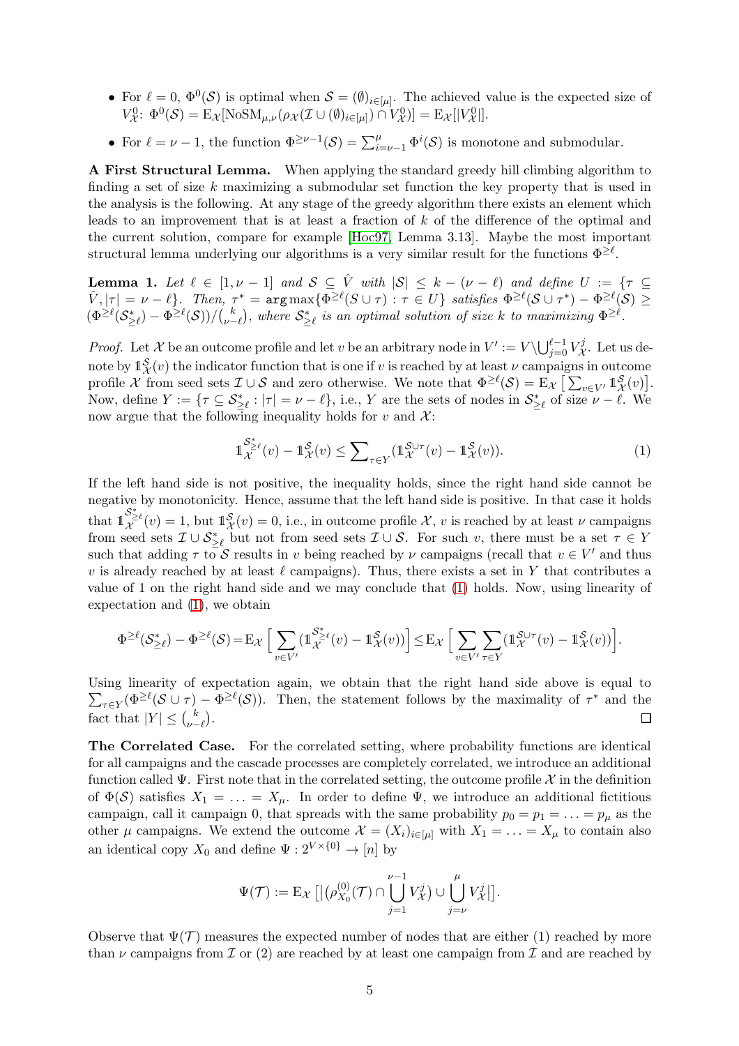- For $\ell = 0$, $\Phi^0(\mathcal{S})$ is optimal when $\mathcal{S} = (\emptyset)_{i\in[\mu]}$. The achieved value is the expected size of $V^0_{\mathcal{X}}$: $\Phi^0(\mathcal{S}) = \mathrm{E}_{\mathcal{X}}[\mathrm{NoSM}_{\mu,\nu}(\rho_{\mathcal{X}}(\mathcal{I} \cup (\emptyset)_{i\in[\mu]}) \cap V^0_{\mathcal{X}})] = \mathrm{E}_{\mathcal{X}}[|V^0_{\mathcal{X}}|]$.
- For $\ell = \nu - 1$, the function $\Phi^{\geq \nu-1}(\mathcal{S}) = \sum_{i=\nu-1}^{\mu} \Phi^i(\mathcal{S})$ is monotone and submodular.

**A First Structural Lemma.** When applying the standard greedy hill climbing algorithm to finding a set of size $k$ maximizing a submodular set function the key property that is used in the analysis is the following. At any stage of the greedy algorithm there exists an element which leads to an improvement that is at least a fraction of $k$ of the difference of the optimal and the current solution, compare for example [Hoc97, Lemma 3.13]. Maybe the most important structural lemma underlying our algorithms is a very similar result for the functions $\Phi^{\geq \ell}$.

**Lemma 1.** *Let $\ell \in [1, \nu - 1]$ and $\mathcal{S} \subseteq \hat{V}$ with $|\mathcal{S}| \leq k - (\nu - \ell)$ and define $U := \{\tau \subseteq \hat{V}, |\tau| = \nu - \ell\}$. Then, $\tau^* = \arg\max\{\Phi^{\geq \ell}(\mathcal{S} \cup \tau) : \tau \in U\}$ satisfies $\Phi^{\geq \ell}(\mathcal{S} \cup \tau^*) - \Phi^{\geq \ell}(\mathcal{S}) \geq (\Phi^{\geq \ell}(\mathcal{S}^*_{\geq \ell}) - \Phi^{\geq \ell}(\mathcal{S}))/\binom{k}{\nu-\ell}$, where $\mathcal{S}^*_{\geq \ell}$ is an optimal solution of size $k$ to maximizing $\Phi^{\geq \ell}$.*

*Proof.* Let $\mathcal{X}$ be an outcome profile and let $v$ be an arbitrary node in $V' := V \setminus \bigcup_{j=0}^{\ell-1} V^j_{\mathcal{X}}$. Let us denote by $\mathbb{1}^{\mathcal{S}}_{\mathcal{X}}(v)$ the indicator function that is one if $v$ is reached by at least $\nu$ campaigns in outcome profile $\mathcal{X}$ from seed sets $\mathcal{I} \cup \mathcal{S}$ and zero otherwise. We note that $\Phi^{\geq \ell}(\mathcal{S}) = \mathrm{E}_{\mathcal{X}}\left[\sum_{v\in V'} \mathbb{1}^{\mathcal{S}}_{\mathcal{X}}(v)\right]$. Now, define $Y := \{\tau \subseteq \mathcal{S}^*_{\geq \ell} : |\tau| = \nu - \ell\}$, i.e., $Y$ are the sets of nodes in $\mathcal{S}^*_{\geq \ell}$ of size $\nu - \ell$. We now argue that the following inequality holds for $v$ and $\mathcal{X}$:

$$\mathbb{1}^{\mathcal{S}^*_{\geq \ell}}_{\mathcal{X}}(v) - \mathbb{1}^{\mathcal{S}}_{\mathcal{X}}(v) \leq \sum\nolimits_{\tau\in Y} (\mathbb{1}^{\mathcal{S}\cup\tau}_{\mathcal{X}}(v) - \mathbb{1}^{\mathcal{S}}_{\mathcal{X}}(v)). \tag{1}$$

If the left hand side is not positive, the inequality holds, since the right hand side cannot be negative by monotonicity. Hence, assume that the left hand side is positive. In that case it holds that $\mathbb{1}^{\mathcal{S}^*_{\geq \ell}}_{\mathcal{X}}(v) = 1$, but $\mathbb{1}^{\mathcal{S}}_{\mathcal{X}}(v) = 0$, i.e., in outcome profile $\mathcal{X}$, $v$ is reached by at least $\nu$ campaigns from seed sets $\mathcal{I} \cup \mathcal{S}^*_{\geq \ell}$ but not from seed sets $\mathcal{I} \cup \mathcal{S}$. For such $v$, there must be a set $\tau \in Y$ such that adding $\tau$ to $\mathcal{S}$ results in $v$ being reached by $\nu$ campaigns (recall that $v \in V'$ and thus $v$ is already reached by at least $\ell$ campaigns). Thus, there exists a set in $Y$ that contributes a value of 1 on the right hand side and we may conclude that (1) holds. Now, using linearity of expectation and (1), we obtain

$$\Phi^{\geq \ell}(\mathcal{S}^*_{\geq \ell}) - \Phi^{\geq \ell}(\mathcal{S}) = \mathrm{E}_{\mathcal{X}}\Big[\sum_{v\in V'} (\mathbb{1}^{\mathcal{S}^*_{\geq \ell}}_{\mathcal{X}}(v) - \mathbb{1}^{\mathcal{S}}_{\mathcal{X}}(v))\Big] \leq \mathrm{E}_{\mathcal{X}}\Big[\sum_{v\in V'} \sum_{\tau\in Y} (\mathbb{1}^{\mathcal{S}\cup\tau}_{\mathcal{X}}(v) - \mathbb{1}^{\mathcal{S}}_{\mathcal{X}}(v))\Big].$$

Using linearity of expectation again, we obtain that the right hand side above is equal to $\sum_{\tau\in Y}(\Phi^{\geq \ell}(\mathcal{S} \cup \tau) - \Phi^{\geq \ell}(\mathcal{S}))$. Then, the statement follows by the maximality of $\tau^*$ and the fact that $|Y| \leq \binom{k}{\nu-\ell}$. $\square$

**The Correlated Case.** For the correlated setting, where probability functions are identical for all campaigns and the cascade processes are completely correlated, we introduce an additional function called $\Psi$. First note that in the correlated setting, the outcome profile $\mathcal{X}$ in the definition of $\Phi(\mathcal{S})$ satisfies $X_1 = \ldots = X_\mu$. In order to define $\Psi$, we introduce an additional fictitious campaign, call it campaign 0, that spreads with the same probability $p_0 = p_1 = \ldots = p_\mu$ as the other $\mu$ campaigns. We extend the outcome $\mathcal{X} = (X_i)_{i\in[\mu]}$ with $X_1 = \ldots = X_\mu$ to contain also an identical copy $X_0$ and define $\Psi : 2^{V\times\{0\}} \to [n]$ by

$$\Psi(\mathcal{T}) := \mathrm{E}_{\mathcal{X}}\left[\left|\left(\rho^{(0)}_{X_0}(\mathcal{T}) \cap \bigcup_{j=1}^{\nu-1} V^j_{\mathcal{X}}\right) \cup \bigcup_{j=\nu}^{\mu} V^j_{\mathcal{X}}\right|\right].$$

Observe that $\Psi(\mathcal{T})$ measures the expected number of nodes that are either (1) reached by more than $\nu$ campaigns from $\mathcal{I}$ or (2) are reached by at least one campaign from $\mathcal{I}$ and are reached by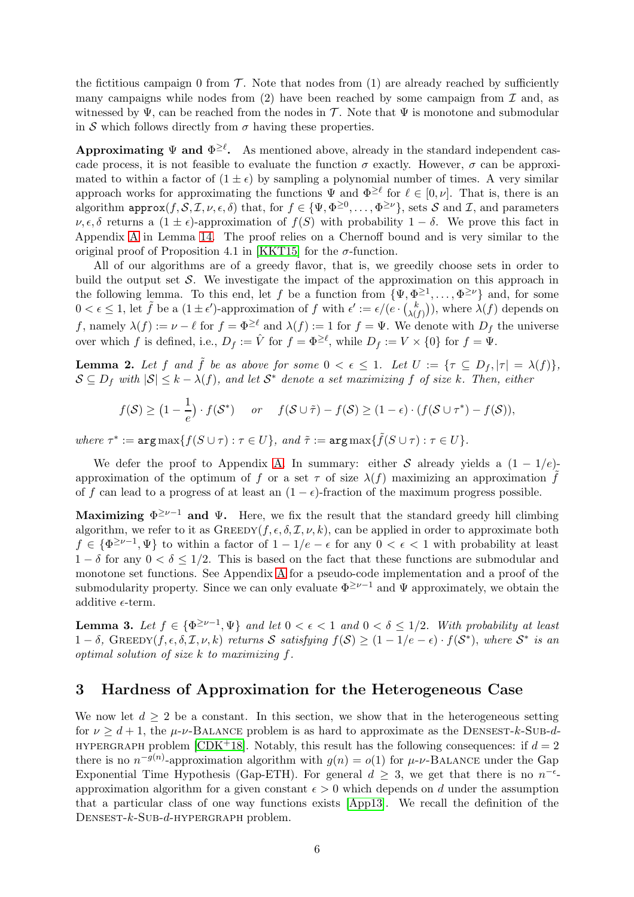the fictitious campaign 0 from $\mathcal{T}$. Note that nodes from (1) are already reached by sufficiently many campaigns while nodes from (2) have been reached by some campaign from $\mathcal{I}$ and, as witnessed by $\Psi$, can be reached from the nodes in $\mathcal{T}$. Note that $\Psi$ is monotone and submodular in $\mathcal{S}$ which follows directly from $\sigma$ having these properties.

**Approximating $\Psi$ and $\Phi^{\geq \ell}$.** As mentioned above, already in the standard independent cascade process, it is not feasible to evaluate the function $\sigma$ exactly. However, $\sigma$ can be approximated to within a factor of $(1 \pm \epsilon)$ by sampling a polynomial number of times. A very similar approach works for approximating the functions $\Psi$ and $\Phi^{\geq \ell}$ for $\ell \in [0, \nu]$. That is, there is an algorithm $\texttt{approx}(f, \mathcal{S}, \mathcal{I}, \nu, \epsilon, \delta)$ that, for $f \in \{\Psi, \Phi^{\geq 0}, \dots, \Phi^{\geq \nu}\}$, sets $\mathcal{S}$ and $\mathcal{I}$, and parameters $\nu, \epsilon, \delta$ returns a $(1 \pm \epsilon)$-approximation of $f(S)$ with probability $1 - \delta$. We prove this fact in Appendix A in Lemma 14. The proof relies on a Chernoff bound and is very similar to the original proof of Proposition 4.1 in [KKT15] for the $\sigma$-function.

All of our algorithms are of a greedy flavor, that is, we greedily choose sets in order to build the output set $\mathcal{S}$. We investigate the impact of the approximation on this approach in the following lemma. To this end, let $f$ be a function from $\{\Psi, \Phi^{\geq 1}, \dots, \Phi^{\geq \nu}\}$ and, for some $0 < \epsilon \leq 1$, let $\tilde{f}$ be a $(1 \pm \epsilon')$-approximation of $f$ with $\epsilon' := \epsilon/(e \cdot \binom{k}{\lambda(f)})$, where $\lambda(f)$ depends on $f$, namely $\lambda(f) := \nu - \ell$ for $f = \Phi^{\geq \ell}$ and $\lambda(f) := 1$ for $f = \Psi$. We denote with $D_f$ the universe over which $f$ is defined, i.e., $D_f := \hat{V}$ for $f = \Phi^{\geq \ell}$, while $D_f := V \times \{0\}$ for $f = \Psi$.

**Lemma 2.** *Let $f$ and $\tilde{f}$ be as above for some $0 < \epsilon \leq 1$. Let $U := \{\tau \subseteq D_f, |\tau| = \lambda(f)\}$, $\mathcal{S} \subseteq D_f$ with $|\mathcal{S}| \leq k - \lambda(f)$, and let $\mathcal{S}^*$ denote a set maximizing $f$ of size $k$. Then, either*

$$f(\mathcal{S}) \geq \left(1 - \frac{1}{e}\right) \cdot f(\mathcal{S}^*) \quad \text{ or } \quad f(\mathcal{S} \cup \tilde{\tau}) - f(\mathcal{S}) \geq (1 - \epsilon) \cdot (f(\mathcal{S} \cup \tau^*) - f(\mathcal{S})),$$

*where $\tau^* := \texttt{arg}\max\{f(S \cup \tau) : \tau \in U\}$, and $\tilde{\tau} := \texttt{arg}\max\{\tilde{f}(S \cup \tau) : \tau \in U\}$.*

We defer the proof to Appendix A. In summary: either $\mathcal{S}$ already yields a $(1 - 1/e)$-approximation of the optimum of $f$ or a set $\tau$ of size $\lambda(f)$ maximizing an approximation $\tilde{f}$ of $f$ can lead to a progress of at least an $(1 - \epsilon)$-fraction of the maximum progress possible.

**Maximizing $\Phi^{\geq \nu - 1}$ and $\Psi$.** Here, we fix the result that the standard greedy hill climbing algorithm, we refer to it as $\textsc{Greedy}(f, \epsilon, \delta, \mathcal{I}, \nu, k)$, can be applied in order to approximate both $f \in \{\Phi^{\geq \nu - 1}, \Psi\}$ to within a factor of $1 - 1/e - \epsilon$ for any $0 < \epsilon < 1$ with probability at least $1 - \delta$ for any $0 < \delta \leq 1/2$. This is based on the fact that these functions are submodular and monotone set functions. See Appendix A for a pseudo-code implementation and a proof of the submodularity property. Since we can only evaluate $\Phi^{\geq \nu - 1}$ and $\Psi$ approximately, we obtain the additive $\epsilon$-term.

**Lemma 3.** *Let $f \in \{\Phi^{\geq \nu - 1}, \Psi\}$ and let $0 < \epsilon < 1$ and $0 < \delta \leq 1/2$. With probability at least $1 - \delta$, $\textsc{Greedy}(f, \epsilon, \delta, \mathcal{I}, \nu, k)$ returns $\mathcal{S}$ satisfying $f(\mathcal{S}) \geq (1 - 1/e - \epsilon) \cdot f(\mathcal{S}^*)$, where $\mathcal{S}^*$ is an optimal solution of size $k$ to maximizing $f$.*

# 3 Hardness of Approximation for the Heterogeneous Case

We now let $d \geq 2$ be a constant. In this section, we show that in the heterogeneous setting for $\nu \geq d + 1$, the $\mu$-$\nu$-$\textsc{Balance}$ problem is as hard to approximate as the $\textsc{Densest}$-$k$-$\textsc{Sub}$-$d$-$\textsc{hypergraph}$ problem [CDK+18]. Notably, this result has the following consequences: if $d = 2$ there is no $n^{-g(n)}$-approximation algorithm with $g(n) = o(1)$ for $\mu$-$\nu$-$\textsc{Balance}$ under the Gap Exponential Time Hypothesis (Gap-ETH). For general $d \geq 3$, we get that there is no $n^{-\epsilon}$-approximation algorithm for a given constant $\epsilon > 0$ which depends on $d$ under the assumption that a particular class of one way functions exists [App13]. We recall the definition of the $\textsc{Densest}$-$k$-$\textsc{Sub}$-$d$-$\textsc{hypergraph}$ problem.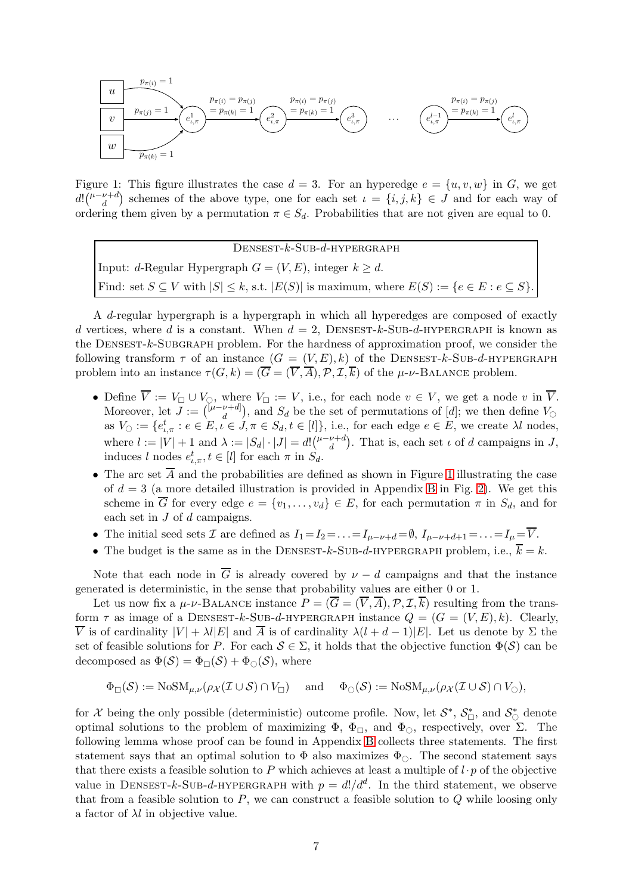Figure 1: This figure illustrates the case $d = 3$. For an hyperedge $e = \{u, v, w\}$ in $G$, we get $d!\binom{\mu-\nu+d}{d}$ schemes of the above type, one for each set $\iota = \{i, j, k\} \in J$ and for each way of ordering them given by a permutation $\pi \in S_d$. Probabilities that are not given are equal to 0.

| Densest-$k$-Sub-$d$-hypergraph |
|---|
| Input: $d$-Regular Hypergraph $G = (V, E)$, integer $k \geq d$. |
| Find: set $S \subseteq V$ with $\|S\| \leq k$, s.t. $\|E(S)\|$ is maximum, where $E(S) := \{e \in E : e \subseteq S\}$. |

A $d$-regular hypergraph is a hypergraph in which all hyperedges are composed of exactly $d$ vertices, where $d$ is a constant. When $d = 2$, Densest-$k$-Sub-$d$-hypergraph is known as the Densest-$k$-Subgraph problem. For the hardness of approximation proof, we consider the following transform $\tau$ of an instance $(G = (V, E), k)$ of the Densest-$k$-Sub-$d$-hypergraph problem into an instance $\tau(G, k) = (\overline{G} = (\overline{V}, \overline{A}), \mathcal{P}, \mathcal{I}, \overline{k})$ of the $\mu$-$\nu$-Balance problem.

- Define $\overline{V} := V_\square \cup V_\bigcirc$, where $V_\square := V$, i.e., for each node $v \in V$, we get a node $v$ in $\overline{V}$. Moreover, let $J := \binom{[\mu-\nu+d]}{d}$, and $S_d$ be the set of permutations of $[d]$; we then define $V_\bigcirc$ as $V_\bigcirc := \{e^t_{\iota,\pi} : e \in E, \iota \in J, \pi \in S_d, t \in [l]\}$, i.e., for each edge $e \in E$, we create $\lambda l$ nodes, where $l := |V| + 1$ and $\lambda := |S_d| \cdot |J| = d!\binom{\mu-\nu+d}{d}$. That is, each set $\iota$ of $d$ campaigns in $J$, induces $l$ nodes $e^t_{\iota,\pi}, t \in [l]$ for each $\pi$ in $S_d$.
- The arc set $\overline{A}$ and the probabilities are defined as shown in Figure 1 illustrating the case of $d = 3$ (a more detailed illustration is provided in Appendix B in Fig. 2). We get this scheme in $\overline{G}$ for every edge $e = \{v_1, \ldots, v_d\} \in E$, for each permutation $\pi$ in $S_d$, and for each set in $J$ of $d$ campaigns.
- The initial seed sets $\mathcal{I}$ are defined as $I_1 = I_2 = \ldots = I_{\mu-\nu+d} = \emptyset$, $I_{\mu-\nu+d+1} = \ldots = I_\mu = \overline{V}$.
- The budget is the same as in the Densest-$k$-Sub-$d$-hypergraph problem, i.e., $\overline{k} = k$.

Note that each node in $\overline{G}$ is already covered by $\nu - d$ campaigns and that the instance generated is deterministic, in the sense that probability values are either 0 or 1.

Let us now fix a $\mu$-$\nu$-Balance instance $P = (\overline{G} = (\overline{V}, \overline{A}), \mathcal{P}, \mathcal{I}, \overline{k})$ resulting from the transform $\tau$ as image of a Densest-$k$-Sub-$d$-hypergraph instance $Q = (G = (V, E), k)$. Clearly, $\overline{V}$ is of cardinality $|V| + \lambda l|E|$ and $\overline{A}$ is of cardinality $\lambda(l + d - 1)|E|$. Let us denote by $\Sigma$ the set of feasible solutions for $P$. For each $\mathcal{S} \in \Sigma$, it holds that the objective function $\Phi(\mathcal{S})$ can be decomposed as $\Phi(\mathcal{S}) = \Phi_\square(\mathcal{S}) + \Phi_\bigcirc(\mathcal{S})$, where

$$\Phi_\square(\mathcal{S}) := \mathrm{NoSM}_{\mu,\nu}(\rho_\mathcal{X}(\mathcal{I} \cup \mathcal{S}) \cap V_\square) \quad \text{and} \quad \Phi_\bigcirc(\mathcal{S}) := \mathrm{NoSM}_{\mu,\nu}(\rho_\mathcal{X}(\mathcal{I} \cup \mathcal{S}) \cap V_\bigcirc),$$

for $\mathcal{X}$ being the only possible (deterministic) outcome profile. Now, let $\mathcal{S}^*$, $\mathcal{S}^*_\square$, and $\mathcal{S}^*_\bigcirc$ denote optimal solutions to the problem of maximizing $\Phi$, $\Phi_\square$, and $\Phi_\bigcirc$, respectively, over $\Sigma$. The following lemma whose proof can be found in Appendix B collects three statements. The first statement says that an optimal solution to $\Phi$ also maximizes $\Phi_\bigcirc$. The second statement says that there exists a feasible solution to $P$ which achieves at least a multiple of $l \cdot p$ of the objective value in Densest-$k$-Sub-$d$-hypergraph with $p = d!/d^d$. In the third statement, we observe that from a feasible solution to $P$, we can construct a feasible solution to $Q$ while loosing only a factor of $\lambda l$ in objective value.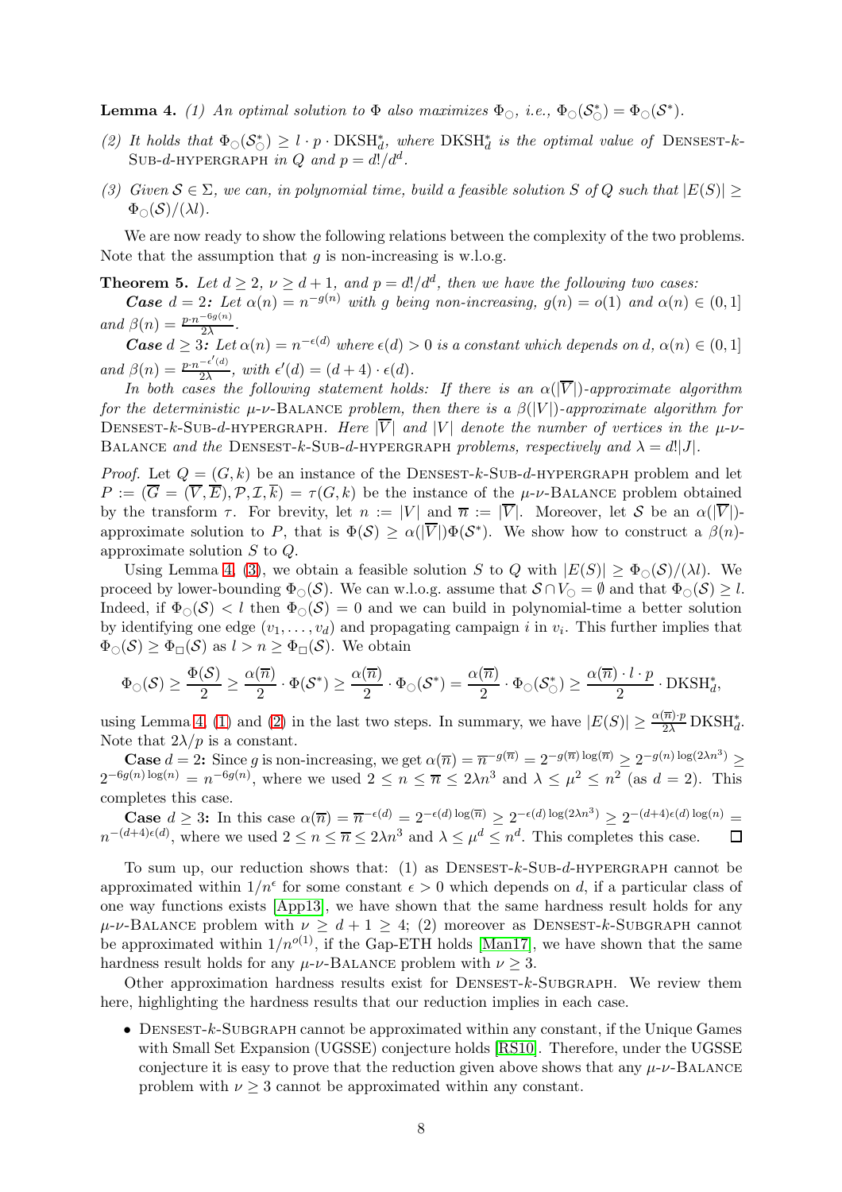**Lemma 4.** *(1) An optimal solution to $\Phi$ also maximizes $\Phi_{\bigcirc}$, i.e., $\Phi_{\bigcirc}(\mathcal{S}^*_{\bigcirc}) = \Phi_{\bigcirc}(\mathcal{S}^*)$.*

*(2) It holds that $\Phi_{\bigcirc}(\mathcal{S}^*_{\bigcirc}) \geq l \cdot p \cdot \mathrm{DKSH}^*_d$, where $\mathrm{DKSH}^*_d$ is the optimal value of* Densest-$k$-Sub-$d$-hypergraph *in $Q$ and $p = d!/d^d$.*

*(3) Given $\mathcal{S} \in \Sigma$, we can, in polynomial time, build a feasible solution $S$ of $Q$ such that $|E(S)| \geq \Phi_{\bigcirc}(\mathcal{S})/(\lambda l)$.*

We are now ready to show the following relations between the complexity of the two problems. Note that the assumption that $g$ is non-increasing is w.l.o.g.

**Theorem 5.** *Let $d \geq 2$, $\nu \geq d+1$, and $p = d!/d^d$, then we have the following two cases:*

***Case** $d = 2$**:** Let $\alpha(n) = n^{-g(n)}$ with $g$ being non-increasing, $g(n) = o(1)$ and $\alpha(n) \in (0, 1]$ and $\beta(n) = \frac{p \cdot n^{-6g(n)}}{2\lambda}$.*

***Case** $d \geq 3$**:** Let $\alpha(n) = n^{-\epsilon(d)}$ where $\epsilon(d) > 0$ is a constant which depends on $d$, $\alpha(n) \in (0, 1]$ and $\beta(n) = \frac{p \cdot n^{-\epsilon'(d)}}{2\lambda}$, with $\epsilon'(d) = (d+4) \cdot \epsilon(d)$.*

*In both cases the following statement holds: If there is an $\alpha(|\overline{V}|)$-approximate algorithm for the deterministic $\mu$-$\nu$-*Balance *problem, then there is a $\beta(|V|)$-approximate algorithm for* Densest-$k$-Sub-$d$-hypergraph*. Here $|\overline{V}|$ and $|V|$ denote the number of vertices in the $\mu$-$\nu$-*Balance *and the* Densest-$k$-Sub-$d$-hypergraph *problems, respectively and $\lambda = d!|J|$.*

*Proof.* Let $Q = (G, k)$ be an instance of the Densest-$k$-Sub-$d$-hypergraph problem and let $P := (\overline{G} = (\overline{V}, \overline{E}), \mathcal{P}, \mathcal{I}, \overline{k}) = \tau(G, k)$ be the instance of the $\mu$-$\nu$-Balance problem obtained by the transform $\tau$. For brevity, let $n := |V|$ and $\overline{n} := |\overline{V}|$. Moreover, let $\mathcal{S}$ be an $\alpha(|\overline{V}|)$-approximate solution to $P$, that is $\Phi(\mathcal{S}) \geq \alpha(|\overline{V}|)\Phi(\mathcal{S}^*)$. We show how to construct a $\beta(n)$-approximate solution $S$ to $Q$.

Using Lemma 4, (3), we obtain a feasible solution $S$ to $Q$ with $|E(S)| \geq \Phi_{\bigcirc}(\mathcal{S})/(\lambda l)$. We proceed by lower-bounding $\Phi_{\bigcirc}(\mathcal{S})$. We can w.l.o.g. assume that $\mathcal{S} \cap V_{\bigcirc} = \emptyset$ and that $\Phi_{\bigcirc}(\mathcal{S}) \geq l$. Indeed, if $\Phi_{\bigcirc}(\mathcal{S}) < l$ then $\Phi_{\bigcirc}(\mathcal{S}) = 0$ and we can build in polynomial-time a better solution by identifying one edge $(v_1, \ldots, v_d)$ and propagating campaign $i$ in $v_i$. This further implies that $\Phi_{\bigcirc}(\mathcal{S}) \geq \Phi_{\square}(\mathcal{S})$ as $l > n \geq \Phi_{\square}(\mathcal{S})$. We obtain

$$\Phi_{\bigcirc}(\mathcal{S}) \geq \frac{\Phi(\mathcal{S})}{2} \geq \frac{\alpha(\overline{n})}{2} \cdot \Phi(\mathcal{S}^*) \geq \frac{\alpha(\overline{n})}{2} \cdot \Phi_{\bigcirc}(\mathcal{S}^*) = \frac{\alpha(\overline{n})}{2} \cdot \Phi_{\bigcirc}(\mathcal{S}^*_{\bigcirc}) \geq \frac{\alpha(\overline{n}) \cdot l \cdot p}{2} \cdot \mathrm{DKSH}^*_d,$$

using Lemma 4, (1) and (2) in the last two steps. In summary, we have $|E(S)| \geq \frac{\alpha(\overline{n}) \cdot p}{2\lambda} \mathrm{DKSH}^*_d$. Note that $2\lambda/p$ is a constant.

**Case $d = 2$:** Since $g$ is non-increasing, we get $\alpha(\overline{n}) = \overline{n}^{-g(\overline{n})} = 2^{-g(\overline{n}) \log(\overline{n})} \geq 2^{-g(n) \log(2\lambda n^3)} \geq 2^{-6g(n) \log(n)} = n^{-6g(n)}$, where we used $2 \leq n \leq \overline{n} \leq 2\lambda n^3$ and $\lambda \leq \mu^2 \leq n^2$ (as $d = 2$). This completes this case.

**Case $d \geq 3$:** In this case $\alpha(\overline{n}) = \overline{n}^{-\epsilon(d)} = 2^{-\epsilon(d) \log(\overline{n})} \geq 2^{-\epsilon(d) \log(2\lambda n^3)} \geq 2^{-(d+4)\epsilon(d) \log(n)} = n^{-(d+4)\epsilon(d)}$, where we used $2 \leq n \leq \overline{n} \leq 2\lambda n^3$ and $\lambda \leq \mu^d \leq n^d$. This completes this case. $\square$

To sum up, our reduction shows that: (1) as Densest-$k$-Sub-$d$-hypergraph cannot be approximated within $1/n^{\epsilon}$ for some constant $\epsilon > 0$ which depends on $d$, if a particular class of one way functions exists [App13], we have shown that the same hardness result holds for any $\mu$-$\nu$-Balance problem with $\nu \geq d+1 \geq 4$; (2) moreover as Densest-$k$-Subgraph cannot be approximated within $1/n^{o(1)}$, if the Gap-ETH holds [Man17], we have shown that the same hardness result holds for any $\mu$-$\nu$-Balance problem with $\nu \geq 3$.

Other approximation hardness results exist for Densest-$k$-Subgraph. We review them here, highlighting the hardness results that our reduction implies in each case.

- Densest-$k$-Subgraph cannot be approximated within any constant, if the Unique Games with Small Set Expansion (UGSSE) conjecture holds [RS10]. Therefore, under the UGSSE conjecture it is easy to prove that the reduction given above shows that any $\mu$-$\nu$-Balance problem with $\nu \geq 3$ cannot be approximated within any constant.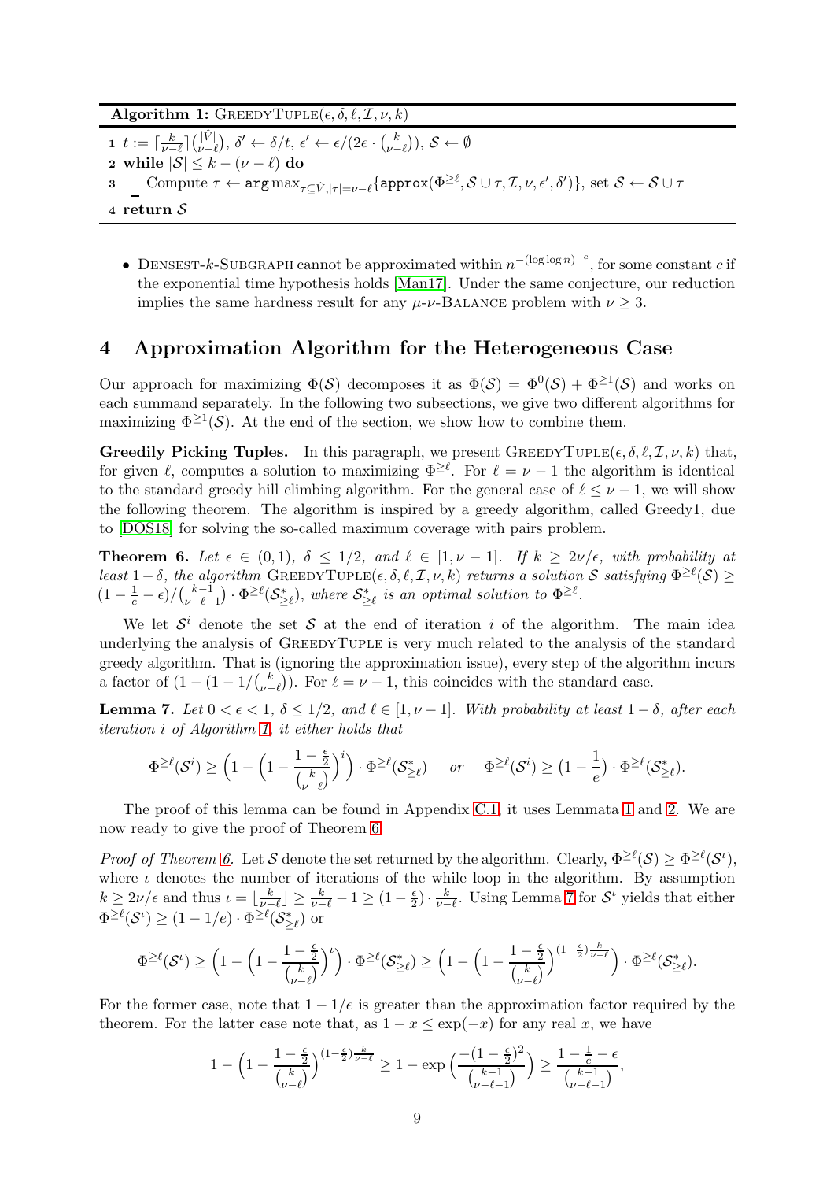**Algorithm 1:** GreedyTuple$(\epsilon, \delta, \ell, \mathcal{I}, \nu, k)$

1 $t := \lceil \frac{k}{\nu-\ell} \rceil \binom{|\hat{V}|}{\nu-\ell}$, $\delta' \leftarrow \delta/t$, $\epsilon' \leftarrow \epsilon/(2e \cdot \binom{k}{\nu-\ell})$, $\mathcal{S} \leftarrow \emptyset$

2 **while** $|\mathcal{S}| \leq k - (\nu - \ell)$ **do**

3 $\quad$ Compute $\tau \leftarrow \arg\max_{\tau \subseteq \hat{V}, |\tau| = \nu - \ell} \{\texttt{approx}(\Phi^{\geq \ell}, \mathcal{S} \cup \tau, \mathcal{I}, \nu, \epsilon', \delta')\}$, set $\mathcal{S} \leftarrow \mathcal{S} \cup \tau$

4 **return** $\mathcal{S}$

- Densest-$k$-Subgraph cannot be approximated within $n^{-(\log\log n)^{-c}}$, for some constant $c$ if the exponential time hypothesis holds [Man17]. Under the same conjecture, our reduction implies the same hardness result for any $\mu$-$\nu$-Balance problem with $\nu \geq 3$.

## 4 Approximation Algorithm for the Heterogeneous Case

Our approach for maximizing $\Phi(\mathcal{S})$ decomposes it as $\Phi(\mathcal{S}) = \Phi^0(\mathcal{S}) + \Phi^{\geq 1}(\mathcal{S})$ and works on each summand separately. In the following two subsections, we give two different algorithms for maximizing $\Phi^{\geq 1}(\mathcal{S})$. At the end of the section, we show how to combine them.

**Greedily Picking Tuples.** In this paragraph, we present GreedyTuple$(\epsilon, \delta, \ell, \mathcal{I}, \nu, k)$ that, for given $\ell$, computes a solution to maximizing $\Phi^{\geq \ell}$. For $\ell = \nu - 1$ the algorithm is identical to the standard greedy hill climbing algorithm. For the general case of $\ell \leq \nu - 1$, we will show the following theorem. The algorithm is inspired by a greedy algorithm, called Greedy1, due to [DOS18] for solving the so-called maximum coverage with pairs problem.

**Theorem 6.** *Let $\epsilon \in (0, 1)$, $\delta \leq 1/2$, and $\ell \in [1, \nu - 1]$. If $k \geq 2\nu/\epsilon$, with probability at least $1 - \delta$, the algorithm* GreedyTuple$(\epsilon, \delta, \ell, \mathcal{I}, \nu, k)$ *returns a solution $\mathcal{S}$ satisfying $\Phi^{\geq \ell}(\mathcal{S}) \geq (1 - \frac{1}{e} - \epsilon)/\binom{k-1}{\nu-\ell-1} \cdot \Phi^{\geq \ell}(\mathcal{S}^*_{\geq \ell})$, where $\mathcal{S}^*_{\geq \ell}$ is an optimal solution to $\Phi^{\geq \ell}$.*

We let $\mathcal{S}^i$ denote the set $\mathcal{S}$ at the end of iteration $i$ of the algorithm. The main idea underlying the analysis of GreedyTuple is very much related to the analysis of the standard greedy algorithm. That is (ignoring the approximation issue), every step of the algorithm incurs a factor of $(1 - (1 - 1/\binom{k}{\nu-\ell}))$. For $\ell = \nu - 1$, this coincides with the standard case.

**Lemma 7.** *Let $0 < \epsilon < 1$, $\delta \leq 1/2$, and $\ell \in [1, \nu - 1]$. With probability at least $1 - \delta$, after each iteration $i$ of Algorithm 1, it either holds that*

$$\Phi^{\geq \ell}(\mathcal{S}^i) \geq \Big(1 - \Big(1 - \frac{1 - \frac{\epsilon}{2}}{\binom{k}{\nu-\ell}}\Big)^i\Big) \cdot \Phi^{\geq \ell}(\mathcal{S}^*_{\geq \ell}) \quad \text{or} \quad \Phi^{\geq \ell}(\mathcal{S}^i) \geq \big(1 - \frac{1}{e}\big) \cdot \Phi^{\geq \ell}(\mathcal{S}^*_{\geq \ell}).$$

The proof of this lemma can be found in Appendix C.1, it uses Lemmata 1 and 2. We are now ready to give the proof of Theorem 6.

*Proof of Theorem 6.* Let $\mathcal{S}$ denote the set returned by the algorithm. Clearly, $\Phi^{\geq \ell}(\mathcal{S}) \geq \Phi^{\geq \ell}(\mathcal{S}^\iota)$, where $\iota$ denotes the number of iterations of the while loop in the algorithm. By assumption $k \geq 2\nu/\epsilon$ and thus $\iota = \lfloor \frac{k}{\nu-\ell} \rfloor \geq \frac{k}{\nu-\ell} - 1 \geq (1 - \frac{\epsilon}{2}) \cdot \frac{k}{\nu-\ell}$. Using Lemma 7 for $\mathcal{S}^\iota$ yields that either $\Phi^{\geq \ell}(\mathcal{S}^\iota) \geq (1 - 1/e) \cdot \Phi^{\geq \ell}(\mathcal{S}^*_{\geq \ell})$ or

$$\Phi^{\geq \ell}(\mathcal{S}^\iota) \geq \Big(1 - \Big(1 - \frac{1 - \frac{\epsilon}{2}}{\binom{k}{\nu-\ell}}\Big)^\iota\Big) \cdot \Phi^{\geq \ell}(\mathcal{S}^*_{\geq \ell}) \geq \Big(1 - \Big(1 - \frac{1 - \frac{\epsilon}{2}}{\binom{k}{\nu-\ell}}\Big)^{(1-\frac{\epsilon}{2})\frac{k}{\nu-\ell}}\Big) \cdot \Phi^{\geq \ell}(\mathcal{S}^*_{\geq \ell}).$$

For the former case, note that $1 - 1/e$ is greater than the approximation factor required by the theorem. For the latter case note that, as $1 - x \leq \exp(-x)$ for any real $x$, we have

$$1 - \Big(1 - \frac{1 - \frac{\epsilon}{2}}{\binom{k}{\nu-\ell}}\Big)^{(1-\frac{\epsilon}{2})\frac{k}{\nu-\ell}} \geq 1 - \exp\Big(\frac{-(1 - \frac{\epsilon}{2})^2}{\binom{k-1}{\nu-\ell-1}}\Big) \geq \frac{1 - \frac{1}{e} - \epsilon}{\binom{k-1}{\nu-\ell-1}},$$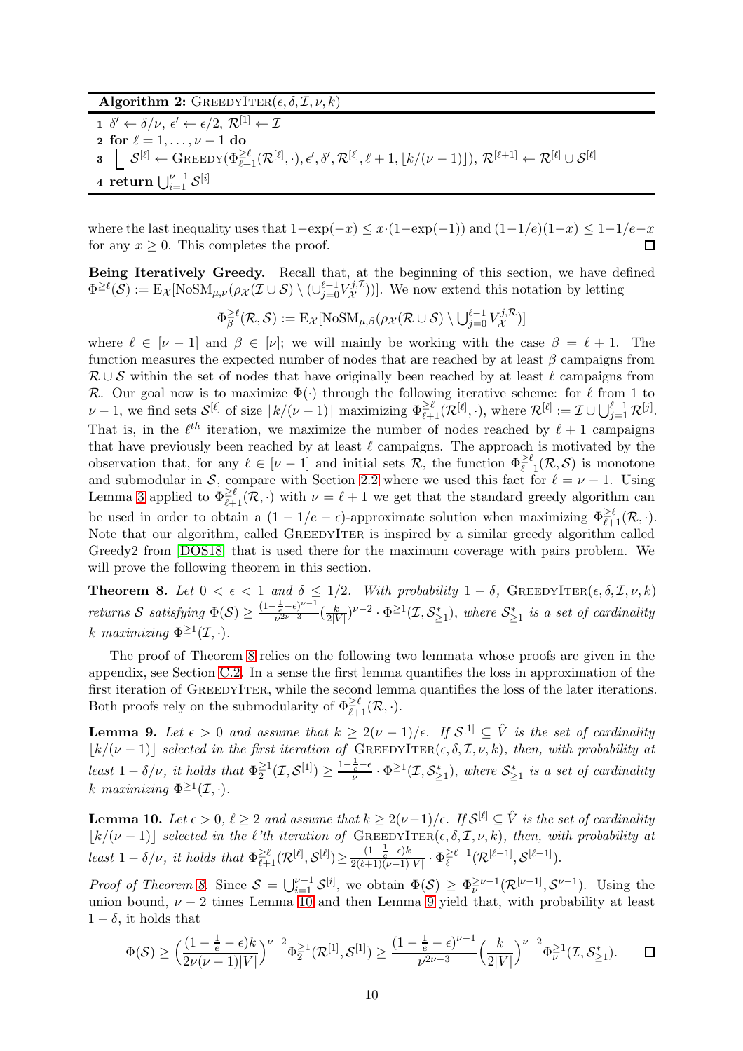**Algorithm 2:** GreedyIter$(\epsilon, \delta, \mathcal{I}, \nu, k)$

```
1 δ' ← δ/ν, ε' ← ε/2, R^[1] ← I
2 for ℓ = 1, ..., ν − 1 do
3   S^[ℓ] ← Greedy(Φ^{≥ℓ}_{ℓ+1}(R^[ℓ], ·), ε', δ', R^[ℓ], ℓ + 1, ⌊k/(ν − 1)⌋), R^[ℓ+1] ← R^[ℓ] ∪ S^[ℓ]
4 return ⋃_{i=1}^{ν−1} S^[i]
```

where the last inequality uses that $1-\exp(-x) \leq x\cdot(1-\exp(-1))$ and $(1-1/e)(1-x) \leq 1-1/e-x$ for any $x \geq 0$. This completes the proof. ◻

**Being Iteratively Greedy.** Recall that, at the beginning of this section, we have defined $\Phi^{\geq \ell}(\mathcal{S}) := \mathrm{E}_{\mathcal{X}}[\mathrm{NoSM}_{\mu,\nu}(\rho_{\mathcal{X}}(\mathcal{I} \cup \mathcal{S}) \setminus (\cup_{j=0}^{\ell-1} V_{\mathcal{X}}^{j,\mathcal{I}}))]$. We now extend this notation by letting

$$\Phi_{\beta}^{\geq \ell}(\mathcal{R}, \mathcal{S}) := \mathrm{E}_{\mathcal{X}}[\mathrm{NoSM}_{\mu,\beta}(\rho_{\mathcal{X}}(\mathcal{R} \cup \mathcal{S}) \setminus \textstyle\bigcup_{j=0}^{\ell-1} V_{\mathcal{X}}^{j,\mathcal{R}})]$$

where $\ell \in [\nu-1]$ and $\beta \in [\nu]$; we will mainly be working with the case $\beta = \ell+1$. The function measures the expected number of nodes that are reached by at least $\beta$ campaigns from $\mathcal{R} \cup \mathcal{S}$ within the set of nodes that have originally been reached by at least $\ell$ campaigns from $\mathcal{R}$. Our goal now is to maximize $\Phi(\cdot)$ through the following iterative scheme: for $\ell$ from 1 to $\nu-1$, we find sets $\mathcal{S}^{[\ell]}$ of size $\lfloor k/(\nu-1) \rfloor$ maximizing $\Phi_{\ell+1}^{\geq \ell}(\mathcal{R}^{[\ell]}, \cdot)$, where $\mathcal{R}^{[\ell]} := \mathcal{I} \cup \bigcup_{j=1}^{\ell-1} \mathcal{R}^{[j]}$. That is, in the $\ell^{th}$ iteration, we maximize the number of nodes reached by $\ell+1$ campaigns that have previously been reached by at least $\ell$ campaigns. The approach is motivated by the observation that, for any $\ell \in [\nu-1]$ and initial sets $\mathcal{R}$, the function $\Phi_{\ell+1}^{\geq \ell}(\mathcal{R}, \mathcal{S})$ is monotone and submodular in $\mathcal{S}$, compare with Section 2.2 where we used this fact for $\ell = \nu-1$. Using Lemma 3 applied to $\Phi_{\ell+1}^{\geq \ell}(\mathcal{R}, \cdot)$ with $\nu = \ell+1$ we get that the standard greedy algorithm can be used in order to obtain a $(1-1/e-\epsilon)$-approximate solution when maximizing $\Phi_{\ell+1}^{\geq \ell}(\mathcal{R}, \cdot)$. Note that our algorithm, called GreedyIter is inspired by a similar greedy algorithm called Greedy2 from [DOS18] that is used there for the maximum coverage with pairs problem. We will prove the following theorem in this section.

**Theorem 8.** *Let $0 < \epsilon < 1$ and $\delta \leq 1/2$. With probability $1-\delta$, GreedyIter$(\epsilon, \delta, \mathcal{I}, \nu, k)$ returns $\mathcal{S}$ satisfying $\Phi(\mathcal{S}) \geq \frac{(1-\frac{1}{e}-\epsilon)^{\nu-1}}{\nu^{2\nu-3}} (\frac{k}{2|V|})^{\nu-2} \cdot \Phi^{\geq 1}(\mathcal{I}, \mathcal{S}^*_{\geq 1})$, where $\mathcal{S}^*_{\geq 1}$ is a set of cardinality $k$ maximizing $\Phi^{\geq 1}(\mathcal{I}, \cdot)$.*

The proof of Theorem 8 relies on the following two lemmata whose proofs are given in the appendix, see Section C.2. In a sense the first lemma quantifies the loss in approximation of the first iteration of GreedyIter, while the second lemma quantifies the loss of the later iterations. Both proofs rely on the submodularity of $\Phi_{\ell+1}^{\geq \ell}(\mathcal{R}, \cdot)$.

**Lemma 9.** *Let $\epsilon > 0$ and assume that $k \geq 2(\nu-1)/\epsilon$. If $\mathcal{S}^{[1]} \subseteq \hat{V}$ is the set of cardinality $\lfloor k/(\nu-1) \rfloor$ selected in the first iteration of GreedyIter$(\epsilon, \delta, \mathcal{I}, \nu, k)$, then, with probability at least $1-\delta/\nu$, it holds that $\Phi_2^{\geq 1}(\mathcal{I}, \mathcal{S}^{[1]}) \geq \frac{1-\frac{1}{e}-\epsilon}{\nu} \cdot \Phi^{\geq 1}(\mathcal{I}, \mathcal{S}^*_{\geq 1})$, where $\mathcal{S}^*_{\geq 1}$ is a set of cardinality $k$ maximizing $\Phi^{\geq 1}(\mathcal{I}, \cdot)$.*

**Lemma 10.** *Let $\epsilon > 0$, $\ell \geq 2$ and assume that $k \geq 2(\nu-1)/\epsilon$. If $\mathcal{S}^{[\ell]} \subseteq \hat{V}$ is the set of cardinality $\lfloor k/(\nu-1) \rfloor$ selected in the $\ell$'th iteration of GreedyIter$(\epsilon, \delta, \mathcal{I}, \nu, k)$, then, with probability at least $1-\delta/\nu$, it holds that $\Phi_{\ell+1}^{\geq \ell}(\mathcal{R}^{[\ell]}, \mathcal{S}^{[\ell]}) \geq \frac{(1-\frac{1}{e}-\epsilon)k}{2(\ell+1)(\nu-1)|V|} \cdot \Phi_{\ell}^{\geq \ell-1}(\mathcal{R}^{[\ell-1]}, \mathcal{S}^{[\ell-1]})$.*

*Proof of Theorem 8.* Since $\mathcal{S} = \bigcup_{i=1}^{\nu-1} \mathcal{S}^{[i]}$, we obtain $\Phi(\mathcal{S}) \geq \Phi_{\nu}^{\geq \nu-1}(\mathcal{R}^{[\nu-1]}, \mathcal{S}^{\nu-1})$. Using the union bound, $\nu-2$ times Lemma 10 and then Lemma 9 yield that, with probability at least $1-\delta$, it holds that

$$\Phi(\mathcal{S}) \geq \Big(\frac{(1-\frac{1}{e}-\epsilon)k}{2\nu(\nu-1)|V|}\Big)^{\nu-2} \Phi_2^{\geq 1}(\mathcal{R}^{[1]}, \mathcal{S}^{[1]}) \geq \frac{(1-\frac{1}{e}-\epsilon)^{\nu-1}}{\nu^{2\nu-3}} \Big(\frac{k}{2|V|}\Big)^{\nu-2} \Phi_{\nu}^{\geq 1}(\mathcal{I}, \mathcal{S}^*_{\geq 1}).$$ ◻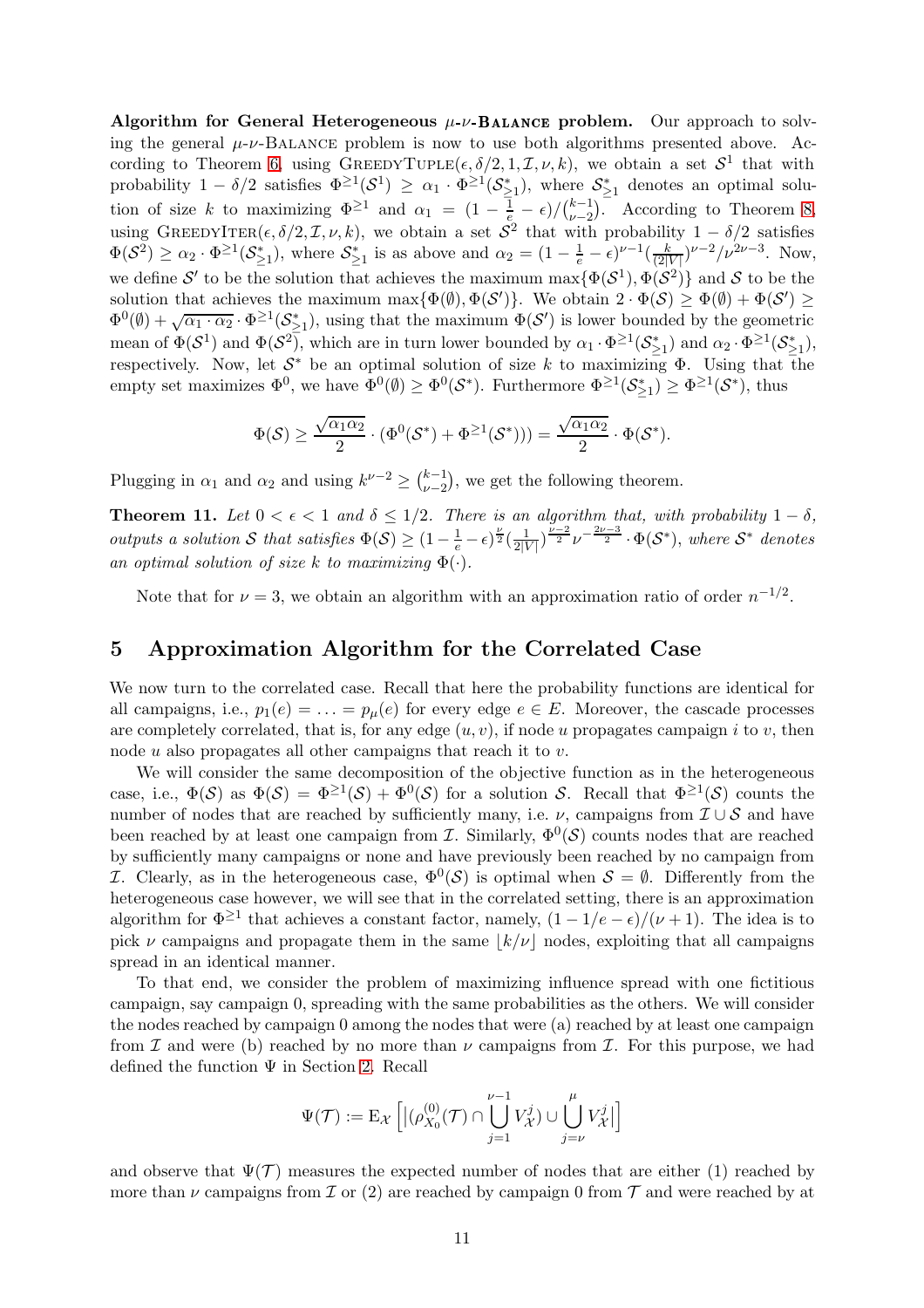**Algorithm for General Heterogeneous $\mu$-$\nu$-Balance problem.** Our approach to solving the general $\mu$-$\nu$-Balance problem is now to use both algorithms presented above. According to Theorem 6, using GreedyTuple$(\epsilon, \delta/2, 1, \mathcal{I}, \nu, k)$, we obtain a set $\mathcal{S}^1$ that with probability $1 - \delta/2$ satisfies $\Phi^{\geq 1}(\mathcal{S}^1) \geq \alpha_1 \cdot \Phi^{\geq 1}(\mathcal{S}^*_{\geq 1})$, where $\mathcal{S}^*_{\geq 1}$ denotes an optimal solution of size $k$ to maximizing $\Phi^{\geq 1}$ and $\alpha_1 = (1 - \frac{1}{e} - \epsilon)/\binom{k-1}{\nu-2}$. According to Theorem 8, using GreedyIter$(\epsilon, \delta/2, \mathcal{I}, \nu, k)$, we obtain a set $\mathcal{S}^2$ that with probability $1 - \delta/2$ satisfies $\Phi(\mathcal{S}^2) \geq \alpha_2 \cdot \Phi^{\geq 1}(\mathcal{S}^*_{\geq 1})$, where $\mathcal{S}^*_{\geq 1}$ is as above and $\alpha_2 = (1 - \frac{1}{e} - \epsilon)^{\nu-1}(\frac{k}{(2|V|)})^{\nu-2}/\nu^{2\nu-3}$. Now, we define $\mathcal{S}'$ to be the solution that achieves the maximum $\max\{\Phi(\mathcal{S}^1), \Phi(\mathcal{S}^2)\}$ and $\mathcal{S}$ to be the solution that achieves the maximum $\max\{\Phi(\emptyset), \Phi(\mathcal{S}')\}$. We obtain $2 \cdot \Phi(\mathcal{S}) \geq \Phi(\emptyset) + \Phi(\mathcal{S}') \geq \Phi^0(\emptyset) + \sqrt{\alpha_1 \cdot \alpha_2} \cdot \Phi^{\geq 1}(\mathcal{S}^*_{\geq 1})$, using that the maximum $\Phi(\mathcal{S}')$ is lower bounded by the geometric mean of $\Phi(\mathcal{S}^1)$ and $\Phi(\mathcal{S}^2)$, which are in turn lower bounded by $\alpha_1 \cdot \Phi^{\geq 1}(\mathcal{S}^*_{\geq 1})$ and $\alpha_2 \cdot \Phi^{\geq 1}(\mathcal{S}^*_{\geq 1})$, respectively. Now, let $\mathcal{S}^*$ be an optimal solution of size $k$ to maximizing $\Phi$. Using that the empty set maximizes $\Phi^0$, we have $\Phi^0(\emptyset) \geq \Phi^0(\mathcal{S}^*)$. Furthermore $\Phi^{\geq 1}(\mathcal{S}^*_{\geq 1}) \geq \Phi^{\geq 1}(\mathcal{S}^*)$, thus

$$\Phi(\mathcal{S}) \geq \frac{\sqrt{\alpha_1 \alpha_2}}{2} \cdot (\Phi^0(\mathcal{S}^*) + \Phi^{\geq 1}(\mathcal{S}^*)) = \frac{\sqrt{\alpha_1 \alpha_2}}{2} \cdot \Phi(\mathcal{S}^*).$$

Plugging in $\alpha_1$ and $\alpha_2$ and using $k^{\nu-2} \geq \binom{k-1}{\nu-2}$, we get the following theorem.

**Theorem 11.** *Let $0 < \epsilon < 1$ and $\delta \leq 1/2$. There is an algorithm that, with probability $1 - \delta$, outputs a solution $\mathcal{S}$ that satisfies $\Phi(\mathcal{S}) \geq (1 - \frac{1}{e} - \epsilon)^{\frac{\nu}{2}} (\frac{1}{2|V|})^{\frac{\nu-2}{2}} \nu^{-\frac{2\nu-3}{2}} \cdot \Phi(\mathcal{S}^*)$, where $\mathcal{S}^*$ denotes an optimal solution of size $k$ to maximizing $\Phi(\cdot)$.*

Note that for $\nu = 3$, we obtain an algorithm with an approximation ratio of order $n^{-1/2}$.

## 5 Approximation Algorithm for the Correlated Case

We now turn to the correlated case. Recall that here the probability functions are identical for all campaigns, i.e., $p_1(e) = \ldots = p_\mu(e)$ for every edge $e \in E$. Moreover, the cascade processes are completely correlated, that is, for any edge $(u, v)$, if node $u$ propagates campaign $i$ to $v$, then node $u$ also propagates all other campaigns that reach it to $v$.

We will consider the same decomposition of the objective function as in the heterogeneous case, i.e., $\Phi(\mathcal{S})$ as $\Phi(\mathcal{S}) = \Phi^{\geq 1}(\mathcal{S}) + \Phi^0(\mathcal{S})$ for a solution $\mathcal{S}$. Recall that $\Phi^{\geq 1}(\mathcal{S})$ counts the number of nodes that are reached by sufficiently many, i.e. $\nu$, campaigns from $\mathcal{I} \cup \mathcal{S}$ and have been reached by at least one campaign from $\mathcal{I}$. Similarly, $\Phi^0(\mathcal{S})$ counts nodes that are reached by sufficiently many campaigns or none and have previously been reached by no campaign from $\mathcal{I}$. Clearly, as in the heterogeneous case, $\Phi^0(\mathcal{S})$ is optimal when $\mathcal{S} = \emptyset$. Differently from the heterogeneous case however, we will see that in the correlated setting, there is an approximation algorithm for $\Phi^{\geq 1}$ that achieves a constant factor, namely, $(1 - 1/e - \epsilon)/(\nu + 1)$. The idea is to pick $\nu$ campaigns and propagate them in the same $\lfloor k/\nu \rfloor$ nodes, exploiting that all campaigns spread in an identical manner.

To that end, we consider the problem of maximizing influence spread with one fictitious campaign, say campaign 0, spreading with the same probabilities as the others. We will consider the nodes reached by campaign 0 among the nodes that were (a) reached by at least one campaign from $\mathcal{I}$ and were (b) reached by no more than $\nu$ campaigns from $\mathcal{I}$. For this purpose, we had defined the function $\Psi$ in Section 2. Recall

$$\Psi(\mathcal{T}) := \mathrm{E}_{\mathcal{X}} \left[ \left| (\rho^{(0)}_{X_0}(\mathcal{T}) \cap \bigcup_{j=1}^{\nu-1} V^j_{\mathcal{X}}) \cup \bigcup_{j=\nu}^{\mu} V^j_{\mathcal{X}} \right| \right]$$

and observe that $\Psi(\mathcal{T})$ measures the expected number of nodes that are either (1) reached by more than $\nu$ campaigns from $\mathcal{I}$ or (2) are reached by campaign 0 from $\mathcal{T}$ and were reached by at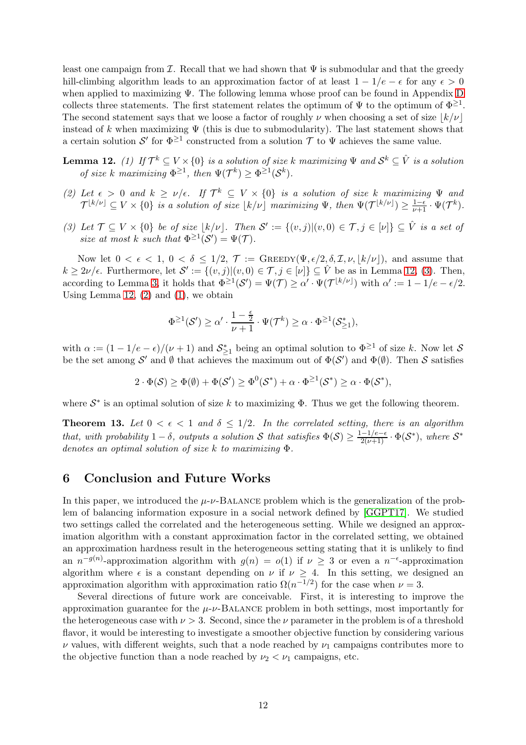least one campaign from $\mathcal{I}$. Recall that we had shown that $\Psi$ is submodular and that the greedy hill-climbing algorithm leads to an approximation factor of at least $1 - 1/e - \epsilon$ for any $\epsilon > 0$ when applied to maximizing $\Psi$. The following lemma whose proof can be found in Appendix D collects three statements. The first statement relates the optimum of $\Psi$ to the optimum of $\Phi^{\geq 1}$. The second statement says that we loose a factor of roughly $\nu$ when choosing a set of size $\lfloor k/\nu \rfloor$ instead of $k$ when maximizing $\Psi$ (this is due to submodularity). The last statement shows that a certain solution $\mathcal{S}'$ for $\Phi^{\geq 1}$ constructed from a solution $\mathcal{T}$ to $\Psi$ achieves the same value.

**Lemma 12.** *(1) If $\mathcal{T}^k \subseteq V \times \{0\}$ is a solution of size $k$ maximizing $\Psi$ and $\mathcal{S}^k \subseteq \hat{V}$ is a solution of size $k$ maximizing $\Phi^{\geq 1}$, then $\Psi(\mathcal{T}^k) \geq \Phi^{\geq 1}(\mathcal{S}^k)$.*

*(2) Let $\epsilon > 0$ and $k \geq \nu/\epsilon$. If $\mathcal{T}^k \subseteq V \times \{0\}$ is a solution of size $k$ maximizing $\Psi$ and $\mathcal{T}^{\lfloor k/\nu \rfloor} \subseteq V \times \{0\}$ is a solution of size $\lfloor k/\nu \rfloor$ maximizing $\Psi$, then $\Psi(\mathcal{T}^{\lfloor k/\nu \rfloor}) \geq \frac{1-\epsilon}{\nu+1} \cdot \Psi(\mathcal{T}^k)$.*

*(3) Let $\mathcal{T} \subseteq V \times \{0\}$ be of size $\lfloor k/\nu \rfloor$. Then $\mathcal{S}' := \{(v,j) | (v,0) \in \mathcal{T}, j \in [\nu]\} \subseteq \hat{V}$ is a set of size at most $k$ such that $\Phi^{\geq 1}(\mathcal{S}') = \Psi(\mathcal{T})$.*

Now let $0 < \epsilon < 1$, $0 < \delta \leq 1/2$, $\mathcal{T} := \text{Greedy}(\Psi, \epsilon/2, \delta, \mathcal{I}, \nu, \lfloor k/\nu \rfloor)$, and assume that $k \geq 2\nu/\epsilon$. Furthermore, let $\mathcal{S}' := \{(v,j) | (v,0) \in \mathcal{T}, j \in [\nu]\} \subseteq \hat{V}$ be as in Lemma 12, (3). Then, according to Lemma 3, it holds that $\Phi^{\geq 1}(\mathcal{S}') = \Psi(\mathcal{T}) \geq \alpha' \cdot \Psi(\mathcal{T}^{\lfloor k/\nu \rfloor})$ with $\alpha' := 1 - 1/e - \epsilon/2$. Using Lemma 12, (2) and (1), we obtain

$$\Phi^{\geq 1}(\mathcal{S}') \geq \alpha' \cdot \frac{1 - \frac{\epsilon}{2}}{\nu + 1} \cdot \Psi(\mathcal{T}^k) \geq \alpha \cdot \Phi^{\geq 1}(\mathcal{S}^*_{\geq 1}),$$

with $\alpha := (1 - 1/e - \epsilon)/(\nu + 1)$ and $\mathcal{S}^*_{\geq 1}$ being an optimal solution to $\Phi^{\geq 1}$ of size $k$. Now let $\mathcal{S}$ be the set among $\mathcal{S}'$ and $\emptyset$ that achieves the maximum out of $\Phi(\mathcal{S}')$ and $\Phi(\emptyset)$. Then $\mathcal{S}$ satisfies

$$2 \cdot \Phi(\mathcal{S}) \geq \Phi(\emptyset) + \Phi(\mathcal{S}') \geq \Phi^0(\mathcal{S}^*) + \alpha \cdot \Phi^{\geq 1}(\mathcal{S}^*) \geq \alpha \cdot \Phi(\mathcal{S}^*),$$

where $\mathcal{S}^*$ is an optimal solution of size $k$ to maximizing $\Phi$. Thus we get the following theorem.

**Theorem 13.** *Let $0 < \epsilon < 1$ and $\delta \leq 1/2$. In the correlated setting, there is an algorithm that, with probability $1 - \delta$, outputs a solution $\mathcal{S}$ that satisfies $\Phi(\mathcal{S}) \geq \frac{1-1/e-\epsilon}{2(\nu+1)} \cdot \Phi(\mathcal{S}^*)$, where $\mathcal{S}^*$ denotes an optimal solution of size $k$ to maximizing $\Phi$.*

## 6 Conclusion and Future Works

In this paper, we introduced the $\mu$-$\nu$-Balance problem which is the generalization of the problem of balancing information exposure in a social network defined by [GGPT17]. We studied two settings called the correlated and the heterogeneous setting. While we designed an approximation algorithm with a constant approximation factor in the correlated setting, we obtained an approximation hardness result in the heterogeneous setting stating that it is unlikely to find an $n^{-g(n)}$-approximation algorithm with $g(n) = o(1)$ if $\nu \geq 3$ or even a $n^{-\epsilon}$-approximation algorithm where $\epsilon$ is a constant depending on $\nu$ if $\nu \geq 4$. In this setting, we designed an approximation algorithm with approximation ratio $\Omega(n^{-1/2})$ for the case when $\nu = 3$.

Several directions of future work are conceivable. First, it is interesting to improve the approximation guarantee for the $\mu$-$\nu$-Balance problem in both settings, most importantly for the heterogeneous case with $\nu > 3$. Second, since the $\nu$ parameter in the problem is of a threshold flavor, it would be interesting to investigate a smoother objective function by considering various $\nu$ values, with different weights, such that a node reached by $\nu_1$ campaigns contributes more to the objective function than a node reached by $\nu_2 < \nu_1$ campaigns, etc.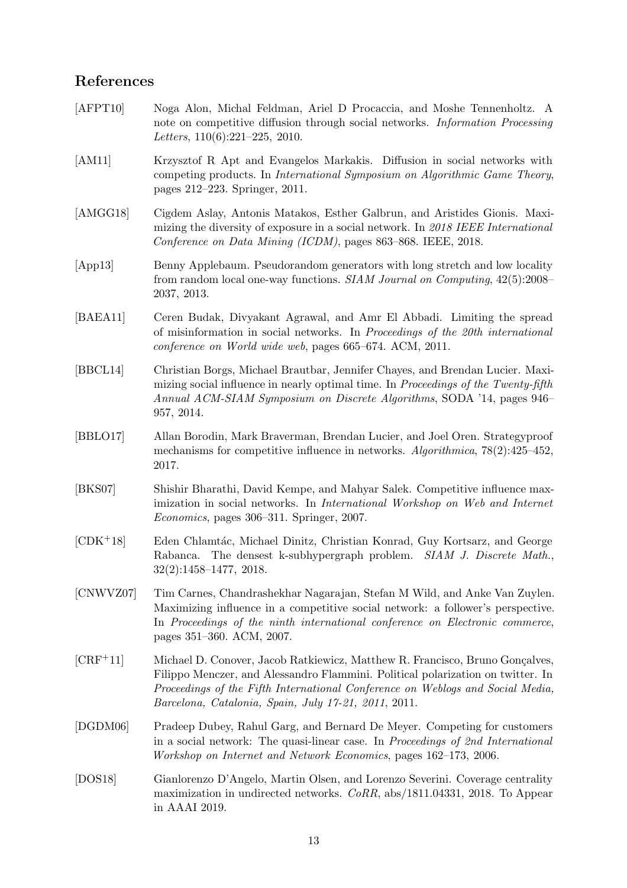## References

[AFPT10] Noga Alon, Michal Feldman, Ariel D Procaccia, and Moshe Tennenholtz. A note on competitive diffusion through social networks. *Information Processing Letters*, 110(6):221–225, 2010.

[AM11] Krzysztof R Apt and Evangelos Markakis. Diffusion in social networks with competing products. In *International Symposium on Algorithmic Game Theory*, pages 212–223. Springer, 2011.

[AMGG18] Cigdem Aslay, Antonis Matakos, Esther Galbrun, and Aristides Gionis. Maximizing the diversity of exposure in a social network. In *2018 IEEE International Conference on Data Mining (ICDM)*, pages 863–868. IEEE, 2018.

[App13] Benny Applebaum. Pseudorandom generators with long stretch and low locality from random local one-way functions. *SIAM Journal on Computing*, 42(5):2008–2037, 2013.

[BAEA11] Ceren Budak, Divyakant Agrawal, and Amr El Abbadi. Limiting the spread of misinformation in social networks. In *Proceedings of the 20th international conference on World wide web*, pages 665–674. ACM, 2011.

[BBCL14] Christian Borgs, Michael Brautbar, Jennifer Chayes, and Brendan Lucier. Maximizing social influence in nearly optimal time. In *Proceedings of the Twenty-fifth Annual ACM-SIAM Symposium on Discrete Algorithms*, SODA '14, pages 946–957, 2014.

[BBLO17] Allan Borodin, Mark Braverman, Brendan Lucier, and Joel Oren. Strategyproof mechanisms for competitive influence in networks. *Algorithmica*, 78(2):425–452, 2017.

[BKS07] Shishir Bharathi, David Kempe, and Mahyar Salek. Competitive influence maximization in social networks. In *International Workshop on Web and Internet Economics*, pages 306–311. Springer, 2007.

[CDK+18] Eden Chlamtác, Michael Dinitz, Christian Konrad, Guy Kortsarz, and George Rabanca. The densest k-subhypergraph problem. *SIAM J. Discrete Math.*, 32(2):1458–1477, 2018.

[CNWVZ07] Tim Carnes, Chandrashekhar Nagarajan, Stefan M Wild, and Anke Van Zuylen. Maximizing influence in a competitive social network: a follower's perspective. In *Proceedings of the ninth international conference on Electronic commerce*, pages 351–360. ACM, 2007.

[CRF+11] Michael D. Conover, Jacob Ratkiewicz, Matthew R. Francisco, Bruno Gonçalves, Filippo Menczer, and Alessandro Flammini. Political polarization on twitter. In *Proceedings of the Fifth International Conference on Weblogs and Social Media, Barcelona, Catalonia, Spain, July 17-21, 2011*, 2011.

[DGDM06] Pradeep Dubey, Rahul Garg, and Bernard De Meyer. Competing for customers in a social network: The quasi-linear case. In *Proceedings of 2nd International Workshop on Internet and Network Economics*, pages 162–173, 2006.

[DOS18] Gianlorenzo D'Angelo, Martin Olsen, and Lorenzo Severini. Coverage centrality maximization in undirected networks. *CoRR*, abs/1811.04331, 2018. To Appear in AAAI 2019.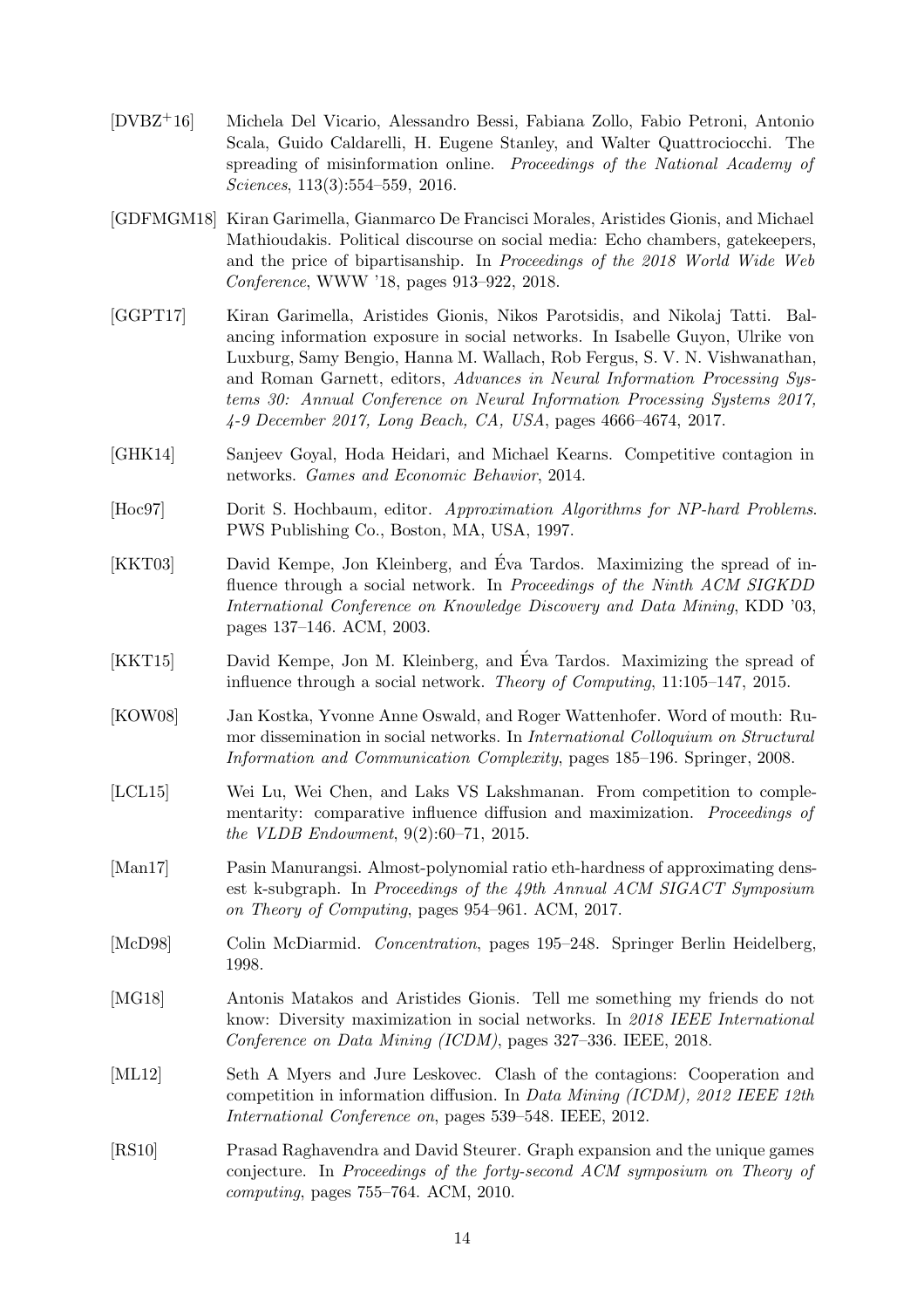[DVBZ+16] Michela Del Vicario, Alessandro Bessi, Fabiana Zollo, Fabio Petroni, Antonio Scala, Guido Caldarelli, H. Eugene Stanley, and Walter Quattrociocchi. The spreading of misinformation online. *Proceedings of the National Academy of Sciences*, 113(3):554–559, 2016.

[GDFMGM18] Kiran Garimella, Gianmarco De Francisci Morales, Aristides Gionis, and Michael Mathioudakis. Political discourse on social media: Echo chambers, gatekeepers, and the price of bipartisanship. In *Proceedings of the 2018 World Wide Web Conference*, WWW '18, pages 913–922, 2018.

[GGPT17] Kiran Garimella, Aristides Gionis, Nikos Parotsidis, and Nikolaj Tatti. Balancing information exposure in social networks. In Isabelle Guyon, Ulrike von Luxburg, Samy Bengio, Hanna M. Wallach, Rob Fergus, S. V. N. Vishwanathan, and Roman Garnett, editors, *Advances in Neural Information Processing Systems 30: Annual Conference on Neural Information Processing Systems 2017, 4-9 December 2017, Long Beach, CA, USA*, pages 4666–4674, 2017.

[GHK14] Sanjeev Goyal, Hoda Heidari, and Michael Kearns. Competitive contagion in networks. *Games and Economic Behavior*, 2014.

[Hoc97] Dorit S. Hochbaum, editor. *Approximation Algorithms for NP-hard Problems*. PWS Publishing Co., Boston, MA, USA, 1997.

[KKT03] David Kempe, Jon Kleinberg, and Éva Tardos. Maximizing the spread of influence through a social network. In *Proceedings of the Ninth ACM SIGKDD International Conference on Knowledge Discovery and Data Mining*, KDD '03, pages 137–146. ACM, 2003.

[KKT15] David Kempe, Jon M. Kleinberg, and Éva Tardos. Maximizing the spread of influence through a social network. *Theory of Computing*, 11:105–147, 2015.

[KOW08] Jan Kostka, Yvonne Anne Oswald, and Roger Wattenhofer. Word of mouth: Rumor dissemination in social networks. In *International Colloquium on Structural Information and Communication Complexity*, pages 185–196. Springer, 2008.

[LCL15] Wei Lu, Wei Chen, and Laks VS Lakshmanan. From competition to complementarity: comparative influence diffusion and maximization. *Proceedings of the VLDB Endowment*, 9(2):60–71, 2015.

[Man17] Pasin Manurangsi. Almost-polynomial ratio eth-hardness of approximating densest k-subgraph. In *Proceedings of the 49th Annual ACM SIGACT Symposium on Theory of Computing*, pages 954–961. ACM, 2017.

[McD98] Colin McDiarmid. *Concentration*, pages 195–248. Springer Berlin Heidelberg, 1998.

[MG18] Antonis Matakos and Aristides Gionis. Tell me something my friends do not know: Diversity maximization in social networks. In *2018 IEEE International Conference on Data Mining (ICDM)*, pages 327–336. IEEE, 2018.

[ML12] Seth A Myers and Jure Leskovec. Clash of the contagions: Cooperation and competition in information diffusion. In *Data Mining (ICDM), 2012 IEEE 12th International Conference on*, pages 539–548. IEEE, 2012.

[RS10] Prasad Raghavendra and David Steurer. Graph expansion and the unique games conjecture. In *Proceedings of the forty-second ACM symposium on Theory of computing*, pages 755–764. ACM, 2010.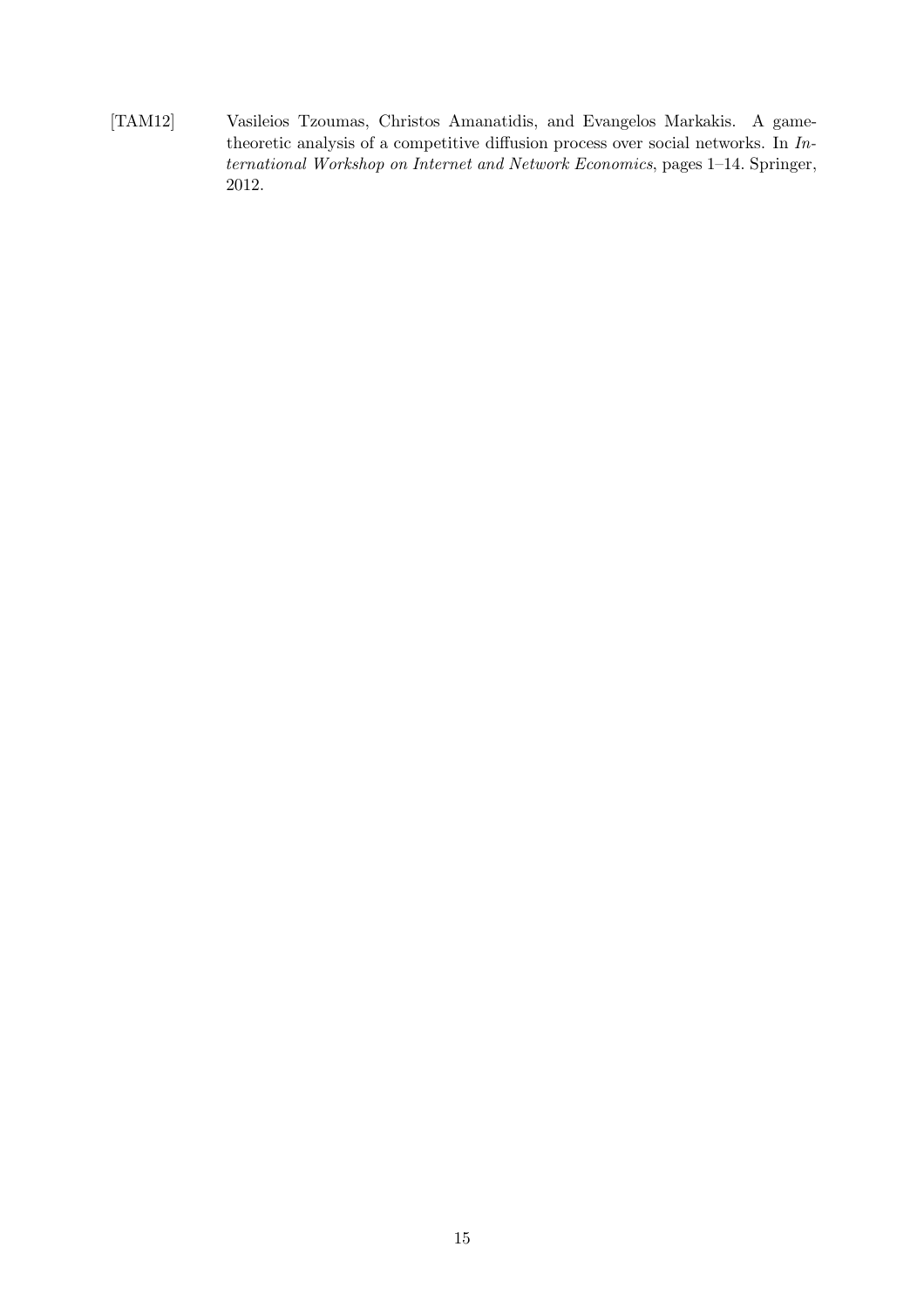[TAM12] Vasileios Tzoumas, Christos Amanatidis, and Evangelos Markakis. A game-theoretic analysis of a competitive diffusion process over social networks. In *International Workshop on Internet and Network Economics*, pages 1–14. Springer, 2012.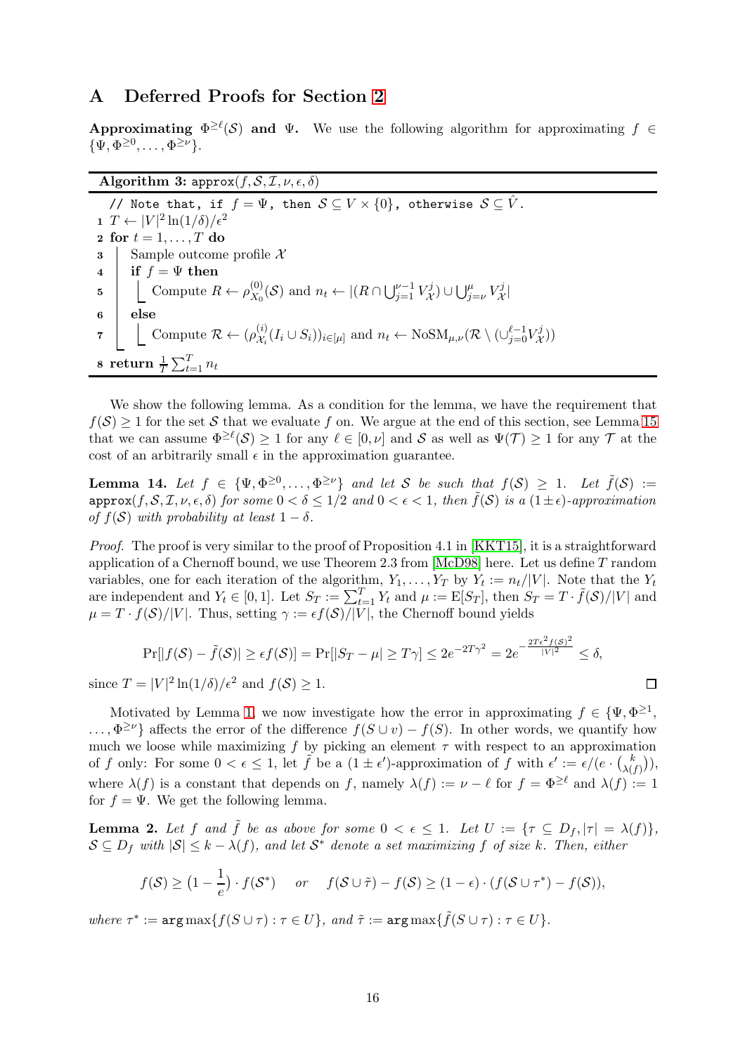## A Deferred Proofs for Section 2

**Approximating $\Phi^{\geq \ell}(\mathcal{S})$ and $\Psi$.** We use the following algorithm for approximating $f \in \{\Psi, \Phi^{\geq 0}, \ldots, \Phi^{\geq \nu}\}$.

**Algorithm 3:** $\texttt{approx}(f, \mathcal{S}, \mathcal{I}, \nu, \epsilon, \delta)$

```
   // Note that, if f = Ψ, then S ⊆ V × {0}, otherwise S ⊆ V̂.
1  T ← |V|² ln(1/δ)/ε²
2  for t = 1, ..., T do
3      Sample outcome profile X
4      if f = Ψ then
5          Compute R ← ρ^(0)_{X_0}(S) and n_t ← |(R ∩ ⋃_{j=1}^{ν−1} V^j_X) ∪ ⋃_{j=ν}^{μ} V^j_X|
6      else
7          Compute ℛ ← (ρ^(i)_{X_i}(I_i ∪ S_i))_{i∈[μ]} and n_t ← NoSM_{μ,ν}(ℛ \ (∪_{j=0}^{ℓ−1} V^j_X))
8  return (1/T) Σ_{t=1}^{T} n_t
```

We show the following lemma. As a condition for the lemma, we have the requirement that $f(\mathcal{S}) \geq 1$ for the set $\mathcal{S}$ that we evaluate $f$ on. We argue at the end of this section, see Lemma 15 that we can assume $\Phi^{\geq \ell}(\mathcal{S}) \geq 1$ for any $\ell \in [0, \nu]$ and $\mathcal{S}$ as well as $\Psi(\mathcal{T}) \geq 1$ for any $\mathcal{T}$ at the cost of an arbitrarily small $\epsilon$ in the approximation guarantee.

**Lemma 14.** *Let $f \in \{\Psi, \Phi^{\geq 0}, \ldots, \Phi^{\geq \nu}\}$ and let $\mathcal{S}$ be such that $f(\mathcal{S}) \geq 1$. Let $\tilde{f}(\mathcal{S}) := \texttt{approx}(f, \mathcal{S}, \mathcal{I}, \nu, \epsilon, \delta)$ for some $0 < \delta \leq 1/2$ and $0 < \epsilon < 1$, then $\tilde{f}(\mathcal{S})$ is a $(1 \pm \epsilon)$-approximation of $f(\mathcal{S})$ with probability at least $1 - \delta$.*

*Proof.* The proof is very similar to the proof of Proposition 4.1 in [KKT15], it is a straightforward application of a Chernoff bound, we use Theorem 2.3 from [McD98] here. Let us define $T$ random variables, one for each iteration of the algorithm, $Y_1, \ldots, Y_T$ by $Y_t := n_t/|V|$. Note that the $Y_t$ are independent and $Y_t \in [0, 1]$. Let $S_T := \sum_{t=1}^{T} Y_t$ and $\mu := \mathrm{E}[S_T]$, then $S_T = T \cdot \tilde{f}(\mathcal{S})/|V|$ and $\mu = T \cdot f(\mathcal{S})/|V|$. Thus, setting $\gamma := \epsilon f(\mathcal{S})/|V|$, the Chernoff bound yields

$$\Pr[|f(\mathcal{S}) - \tilde{f}(\mathcal{S})| \geq \epsilon f(\mathcal{S})] = \Pr[|S_T - \mu| \geq T\gamma] \leq 2e^{-2T\gamma^2} = 2e^{-\frac{2T\epsilon^2 f(\mathcal{S})^2}{|V|^2}} \leq \delta,$$

since $T = |V|^2 \ln(1/\delta)/\epsilon^2$ and $f(\mathcal{S}) \geq 1$. $\square$

Motivated by Lemma 1, we now investigate how the error in approximating $f \in \{\Psi, \Phi^{\geq 1}, \ldots, \Phi^{\geq \nu}\}$ affects the error of the difference $f(S \cup v) - f(S)$. In other words, we quantify how much we loose while maximizing $f$ by picking an element $\tau$ with respect to an approximation of $f$ only: For some $0 < \epsilon \leq 1$, let $\tilde{f}$ be a $(1 \pm \epsilon')$-approximation of $f$ with $\epsilon' := \epsilon/(e \cdot \binom{k}{\lambda(f)})$, where $\lambda(f)$ is a constant that depends on $f$, namely $\lambda(f) := \nu - \ell$ for $f = \Phi^{\geq \ell}$ and $\lambda(f) := 1$ for $f = \Psi$. We get the following lemma.

**Lemma 2.** *Let $f$ and $\tilde{f}$ be as above for some $0 < \epsilon \leq 1$. Let $U := \{\tau \subseteq D_f, |\tau| = \lambda(f)\}$, $\mathcal{S} \subseteq D_f$ with $|\mathcal{S}| \leq k - \lambda(f)$, and let $\mathcal{S}^*$ denote a set maximizing $f$ of size $k$. Then, either*

$$f(\mathcal{S}) \geq \left(1 - \frac{1}{e}\right) \cdot f(\mathcal{S}^*) \quad \text{or} \quad f(\mathcal{S} \cup \tilde{\tau}) - f(\mathcal{S}) \geq (1 - \epsilon) \cdot (f(\mathcal{S} \cup \tau^*) - f(\mathcal{S})),$$

*where $\tau^* := \arg\max\{f(\mathcal{S} \cup \tau) : \tau \in U\}$, and $\tilde{\tau} := \arg\max\{\tilde{f}(\mathcal{S} \cup \tau) : \tau \in U\}$.*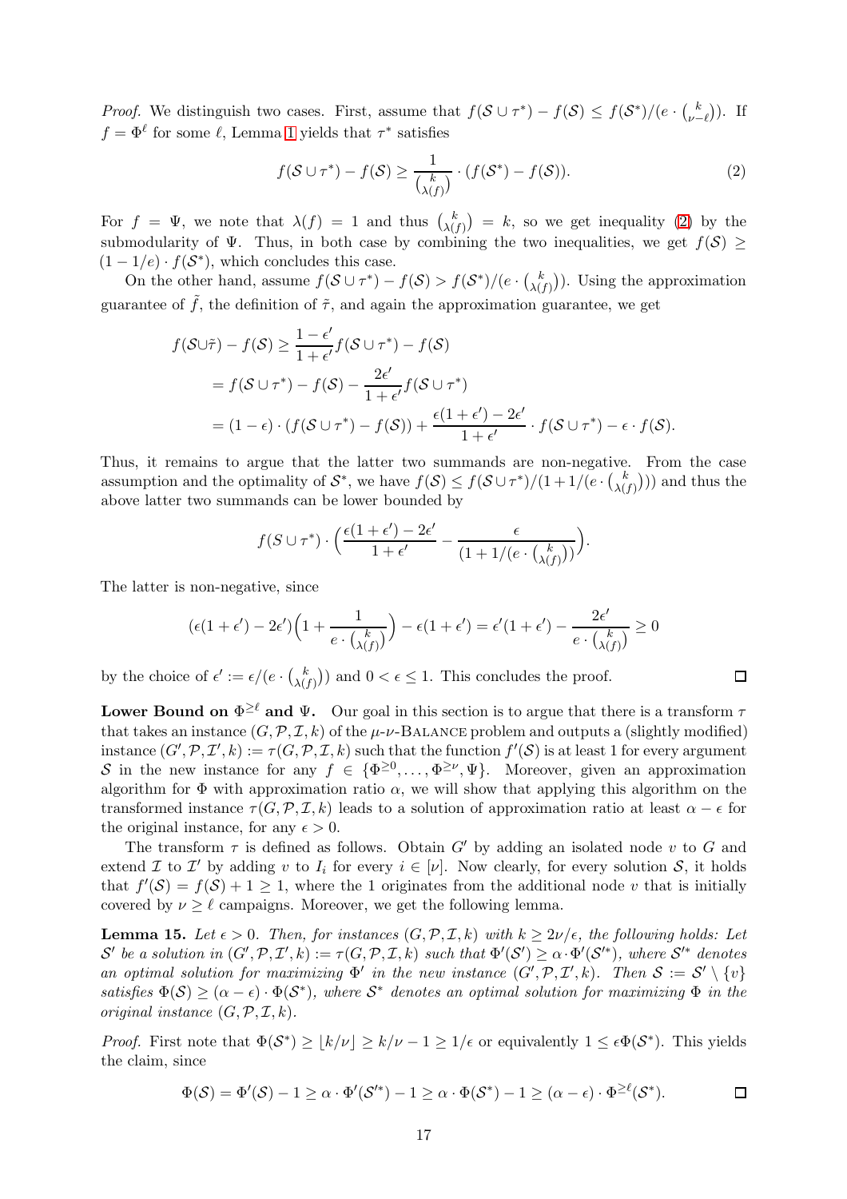*Proof.* We distinguish two cases. First, assume that $f(\mathcal{S} \cup \tau^*) - f(\mathcal{S}) \leq f(\mathcal{S}^*)/(e \cdot \binom{k}{\nu-\ell})$. If $f = \Phi^\ell$ for some $\ell$, Lemma 1 yields that $\tau^*$ satisfies

$$f(\mathcal{S} \cup \tau^*) - f(\mathcal{S}) \geq \frac{1}{\binom{k}{\lambda(f)}} \cdot (f(\mathcal{S}^*) - f(\mathcal{S})). \tag{2}$$

For $f = \Psi$, we note that $\lambda(f) = 1$ and thus $\binom{k}{\lambda(f)} = k$, so we get inequality (2) by the submodularity of $\Psi$. Thus, in both case by combining the two inequalities, we get $f(\mathcal{S}) \geq (1 - 1/e) \cdot f(\mathcal{S}^*)$, which concludes this case.

On the other hand, assume $f(\mathcal{S} \cup \tau^*) - f(\mathcal{S}) > f(\mathcal{S}^*)/(e \cdot \binom{k}{\lambda(f)})$. Using the approximation guarantee of $\tilde{f}$, the definition of $\tilde{\tau}$, and again the approximation guarantee, we get

$$\begin{aligned}
f(\mathcal{S} \cup \tilde{\tau}) - f(\mathcal{S}) &\geq \frac{1-\epsilon'}{1+\epsilon'} f(\mathcal{S} \cup \tau^*) - f(\mathcal{S}) \\
&= f(\mathcal{S} \cup \tau^*) - f(\mathcal{S}) - \frac{2\epsilon'}{1+\epsilon'} f(\mathcal{S} \cup \tau^*) \\
&= (1-\epsilon) \cdot (f(\mathcal{S} \cup \tau^*) - f(\mathcal{S})) + \frac{\epsilon(1+\epsilon') - 2\epsilon'}{1+\epsilon'} \cdot f(\mathcal{S} \cup \tau^*) - \epsilon \cdot f(\mathcal{S}).
\end{aligned}$$

Thus, it remains to argue that the latter two summands are non-negative. From the case assumption and the optimality of $\mathcal{S}^*$, we have $f(\mathcal{S}) \leq f(\mathcal{S} \cup \tau^*)/(1 + 1/(e \cdot \binom{k}{\lambda(f)}))$ and thus the above latter two summands can be lower bounded by

$$f(S \cup \tau^*) \cdot \Big( \frac{\epsilon(1+\epsilon') - 2\epsilon'}{1+\epsilon'} - \frac{\epsilon}{(1 + 1/(e \cdot \binom{k}{\lambda(f)}))} \Big).$$

The latter is non-negative, since

$$(\epsilon(1+\epsilon') - 2\epsilon')\Big(1 + \frac{1}{e \cdot \binom{k}{\lambda(f)}}\Big) - \epsilon(1+\epsilon') = \epsilon'(1+\epsilon') - \frac{2\epsilon'}{e \cdot \binom{k}{\lambda(f)}} \geq 0$$

by the choice of $\epsilon' := \epsilon/(e \cdot \binom{k}{\lambda(f)})$ and $0 < \epsilon \leq 1$. This concludes the proof. $\square$

**Lower Bound on $\Phi^{\geq \ell}$ and $\Psi$.** Our goal in this section is to argue that there is a transform $\tau$ that takes an instance $(G, \mathcal{P}, \mathcal{I}, k)$ of the $\mu$-$\nu$-Balance problem and outputs a (slightly modified) instance $(G', \mathcal{P}, \mathcal{I}', k) := \tau(G, \mathcal{P}, \mathcal{I}, k)$ such that the function $f'(\mathcal{S})$ is at least 1 for every argument $\mathcal{S}$ in the new instance for any $f \in \{\Phi^{\geq 0}, \dots, \Phi^{\geq \nu}, \Psi\}$. Moreover, given an approximation algorithm for $\Phi$ with approximation ratio $\alpha$, we will show that applying this algorithm on the transformed instance $\tau(G, \mathcal{P}, \mathcal{I}, k)$ leads to a solution of approximation ratio at least $\alpha - \epsilon$ for the original instance, for any $\epsilon > 0$.

The transform $\tau$ is defined as follows. Obtain $G'$ by adding an isolated node $v$ to $G$ and extend $\mathcal{I}$ to $\mathcal{I}'$ by adding $v$ to $I_i$ for every $i \in [\nu]$. Now clearly, for every solution $\mathcal{S}$, it holds that $f'(\mathcal{S}) = f(\mathcal{S}) + 1 \geq 1$, where the 1 originates from the additional node $v$ that is initially covered by $\nu \geq \ell$ campaigns. Moreover, we get the following lemma.

**Lemma 15.** *Let $\epsilon > 0$. Then, for instances $(G, \mathcal{P}, \mathcal{I}, k)$ with $k \geq 2\nu/\epsilon$, the following holds: Let $\mathcal{S}'$ be a solution in $(G', \mathcal{P}, \mathcal{I}', k) := \tau(G, \mathcal{P}, \mathcal{I}, k)$ such that $\Phi'(\mathcal{S}') \geq \alpha \cdot \Phi'(\mathcal{S}'^*)$, where $\mathcal{S}'^*$ denotes an optimal solution for maximizing $\Phi'$ in the new instance $(G', \mathcal{P}, \mathcal{I}', k)$. Then $\mathcal{S} := \mathcal{S}' \setminus \{v\}$ satisfies $\Phi(\mathcal{S}) \geq (\alpha - \epsilon) \cdot \Phi(\mathcal{S}^*)$, where $\mathcal{S}^*$ denotes an optimal solution for maximizing $\Phi$ in the original instance $(G, \mathcal{P}, \mathcal{I}, k)$.*

*Proof.* First note that $\Phi(\mathcal{S}^*) \geq \lfloor k/\nu \rfloor \geq k/\nu - 1 \geq 1/\epsilon$ or equivalently $1 \leq \epsilon \Phi(\mathcal{S}^*)$. This yields the claim, since

$$\Phi(\mathcal{S}) = \Phi'(\mathcal{S}) - 1 \geq \alpha \cdot \Phi'(\mathcal{S}'^*) - 1 \geq \alpha \cdot \Phi(\mathcal{S}^*) - 1 \geq (\alpha - \epsilon) \cdot \Phi^{\geq \ell}(\mathcal{S}^*).$$

$\square$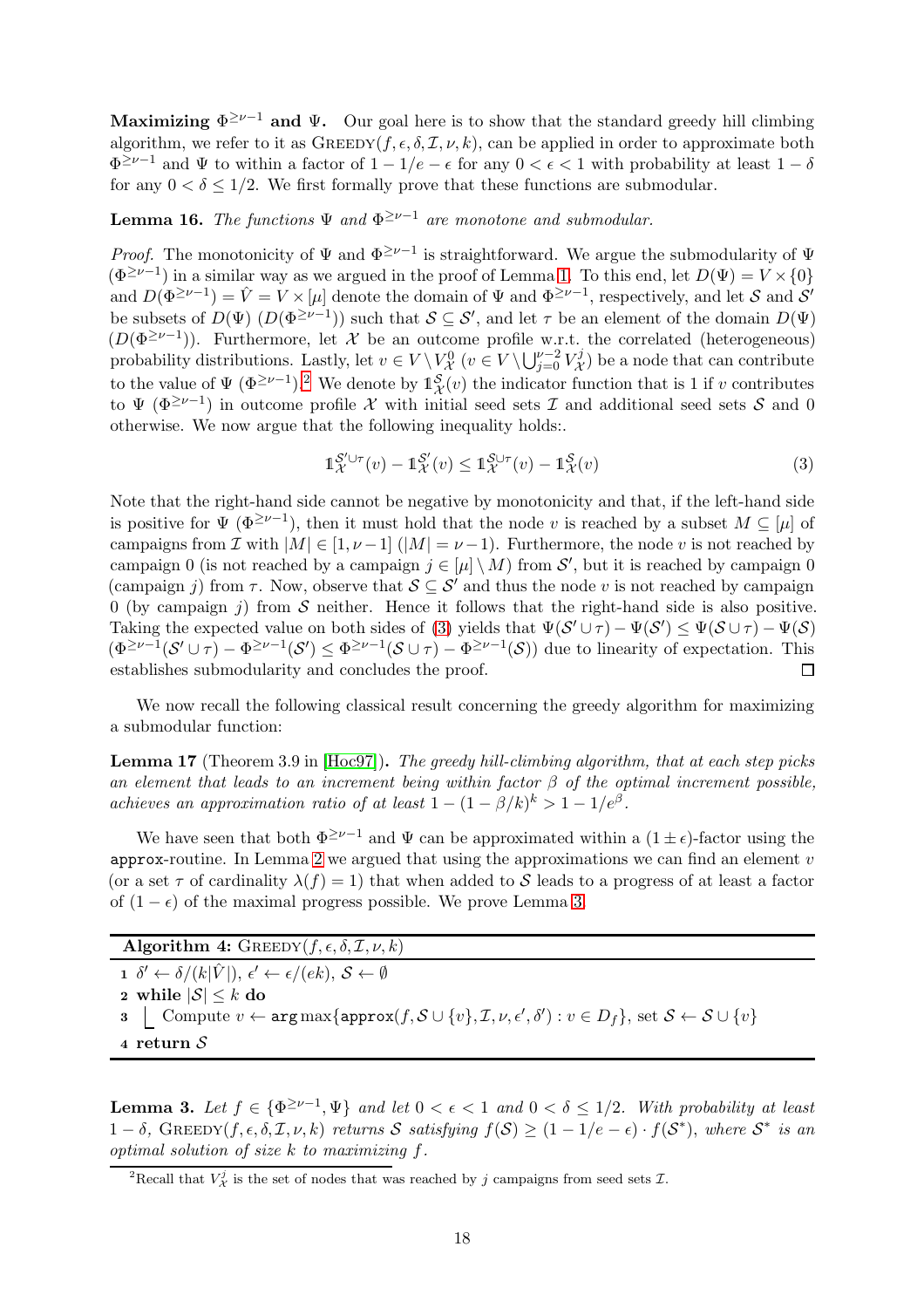**Maximizing $\Phi^{\geq \nu-1}$ and $\Psi$.** Our goal here is to show that the standard greedy hill climbing algorithm, we refer to it as $\textsc{Greedy}(f, \epsilon, \delta, \mathcal{I}, \nu, k)$, can be applied in order to approximate both $\Phi^{\geq \nu-1}$ and $\Psi$ to within a factor of $1 - 1/e - \epsilon$ for any $0 < \epsilon < 1$ with probability at least $1 - \delta$ for any $0 < \delta \leq 1/2$. We first formally prove that these functions are submodular.

**Lemma 16.** *The functions $\Psi$ and $\Phi^{\geq \nu-1}$ are monotone and submodular.*

*Proof.* The monotonicity of $\Psi$ and $\Phi^{\geq \nu-1}$ is straightforward. We argue the submodularity of $\Psi$ ($\Phi^{\geq \nu-1}$) in a similar way as we argued in the proof of Lemma 1. To this end, let $D(\Psi) = V \times \{0\}$ and $D(\Phi^{\geq \nu-1}) = \hat{V} = V \times [\mu]$ denote the domain of $\Psi$ and $\Phi^{\geq \nu-1}$, respectively, and let $\mathcal{S}$ and $\mathcal{S}'$ be subsets of $D(\Psi)$ ($D(\Phi^{\geq \nu-1})$) such that $\mathcal{S} \subseteq \mathcal{S}'$, and let $\tau$ be an element of the domain $D(\Psi)$ ($D(\Phi^{\geq \nu-1})$). Furthermore, let $\mathcal{X}$ be an outcome profile w.r.t. the correlated (heterogeneous) probability distributions. Lastly, let $v \in V \setminus V^0_{\mathcal{X}}$ ($v \in V \setminus \bigcup_{j=0}^{\nu-2} V^j_{\mathcal{X}}$) be a node that can contribute to the value of $\Psi$ ($\Phi^{\geq \nu-1}$).[2] We denote by $\mathbb{1}^{\mathcal{S}}_{\mathcal{X}}(v)$ the indicator function that is 1 if $v$ contributes to $\Psi$ ($\Phi^{\geq \nu-1}$) in outcome profile $\mathcal{X}$ with initial seed sets $\mathcal{I}$ and additional seed sets $\mathcal{S}$ and 0 otherwise. We now argue that the following inequality holds:.

$$\mathbb{1}^{\mathcal{S}' \cup \tau}_{\mathcal{X}}(v) - \mathbb{1}^{\mathcal{S}'}_{\mathcal{X}}(v) \leq \mathbb{1}^{\mathcal{S} \cup \tau}_{\mathcal{X}}(v) - \mathbb{1}^{\mathcal{S}}_{\mathcal{X}}(v) \tag{3}$$

Note that the right-hand side cannot be negative by monotonicity and that, if the left-hand side is positive for $\Psi$ ($\Phi^{\geq \nu-1}$), then it must hold that the node $v$ is reached by a subset $M \subseteq [\mu]$ of campaigns from $\mathcal{I}$ with $|M| \in [1, \nu-1]$ ($|M| = \nu-1$). Furthermore, the node $v$ is not reached by campaign 0 (is not reached by a campaign $j \in [\mu] \setminus M$) from $\mathcal{S}'$, but it is reached by campaign 0 (campaign $j$) from $\tau$. Now, observe that $\mathcal{S} \subseteq \mathcal{S}'$ and thus the node $v$ is not reached by campaign 0 (by campaign $j$) from $\mathcal{S}$ neither. Hence it follows that the right-hand side is also positive. Taking the expected value on both sides of (3) yields that $\Psi(\mathcal{S}' \cup \tau) - \Psi(\mathcal{S}') \leq \Psi(\mathcal{S} \cup \tau) - \Psi(\mathcal{S})$ ($\Phi^{\geq \nu-1}(\mathcal{S}' \cup \tau) - \Phi^{\geq \nu-1}(\mathcal{S}') \leq \Phi^{\geq \nu-1}(\mathcal{S} \cup \tau) - \Phi^{\geq \nu-1}(\mathcal{S})$) due to linearity of expectation. This establishes submodularity and concludes the proof. ◻

We now recall the following classical result concerning the greedy algorithm for maximizing a submodular function:

**Lemma 17** (Theorem 3.9 in [Hoc97])**.** *The greedy hill-climbing algorithm, that at each step picks an element that leads to an increment being within factor $\beta$ of the optimal increment possible, achieves an approximation ratio of at least $1 - (1 - \beta/k)^k > 1 - 1/e^{\beta}$.*

We have seen that both $\Phi^{\geq \nu-1}$ and $\Psi$ can be approximated within a $(1 \pm \epsilon)$-factor using the `approx`-routine. In Lemma 2 we argued that using the approximations we can find an element $v$ (or a set $\tau$ of cardinality $\lambda(f) = 1$) that when added to $\mathcal{S}$ leads to a progress of at least a factor of $(1 - \epsilon)$ of the maximal progress possible. We prove Lemma 3.

**Algorithm 4:** $\textsc{Greedy}(f, \epsilon, \delta, \mathcal{I}, \nu, k)$

1. $\delta' \leftarrow \delta/(k|\hat{V}|)$, $\epsilon' \leftarrow \epsilon/(ek)$, $\mathcal{S} \leftarrow \emptyset$
2. **while** $|\mathcal{S}| \leq k$ **do**
3. $\quad$ Compute $v \leftarrow \arg\max\{\texttt{approx}(f, \mathcal{S} \cup \{v\}, \mathcal{I}, \nu, \epsilon', \delta') : v \in D_f\}$, set $\mathcal{S} \leftarrow \mathcal{S} \cup \{v\}$
4. **return** $\mathcal{S}$

**Lemma 3.** *Let $f \in \{\Phi^{\geq \nu-1}, \Psi\}$ and let $0 < \epsilon < 1$ and $0 < \delta \leq 1/2$. With probability at least $1 - \delta$, $\textsc{Greedy}(f, \epsilon, \delta, \mathcal{I}, \nu, k)$ returns $\mathcal{S}$ satisfying $f(\mathcal{S}) \geq (1 - 1/e - \epsilon) \cdot f(\mathcal{S}^*)$, where $\mathcal{S}^*$ is an optimal solution of size $k$ to maximizing $f$.*

[2] Recall that $V^j_{\mathcal{X}}$ is the set of nodes that was reached by $j$ campaigns from seed sets $\mathcal{I}$.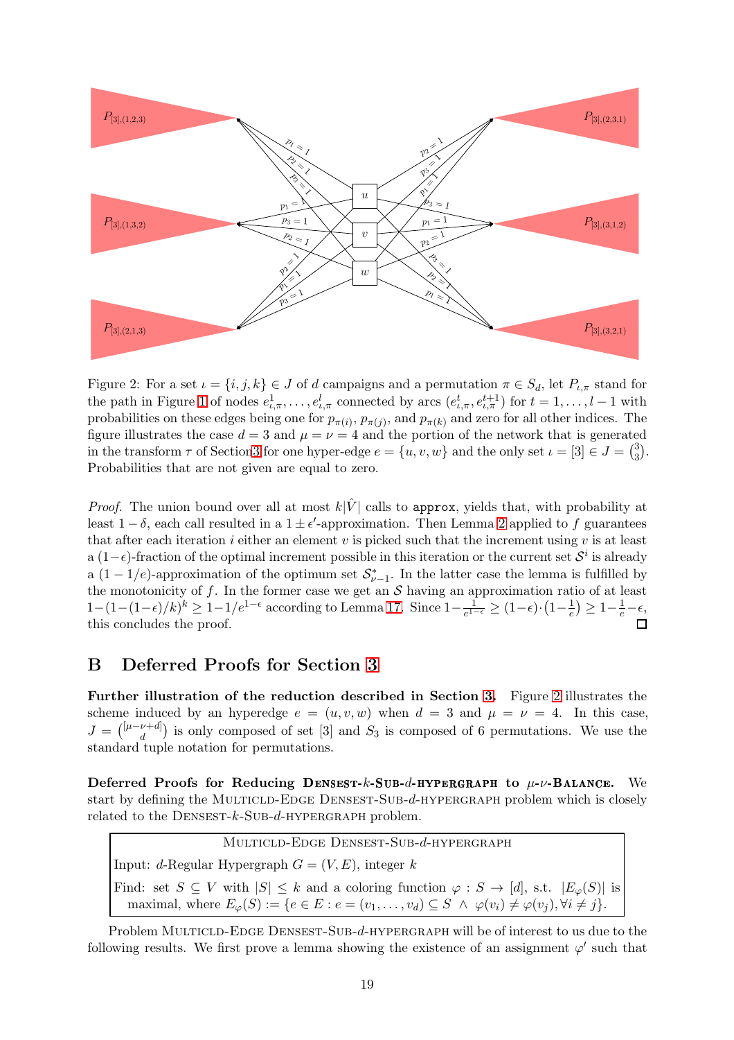Figure 2: For a set $\iota = \{i, j, k\} \in J$ of $d$ campaigns and a permutation $\pi \in S_d$, let $P_{\iota,\pi}$ stand for the path in Figure 1 of nodes $e^1_{\iota,\pi}, \ldots, e^l_{\iota,\pi}$ connected by arcs $(e^t_{\iota,\pi}, e^{t+1}_{\iota,\pi})$ for $t = 1, \ldots, l-1$ with probabilities on these edges being one for $p_{\pi(i)}$, $p_{\pi(j)}$, and $p_{\pi(k)}$ and zero for all other indices. The figure illustrates the case $d = 3$ and $\mu = \nu = 4$ and the portion of the network that is generated in the transform $\tau$ of Section 3 for one hyper-edge $e = \{u, v, w\}$ and the only set $\iota = [3] \in J = \binom{3}{3}$. Probabilities that are not given are equal to zero.

*Proof.* The union bound over all at most $k|\hat{V}|$ calls to `approx`, yields that, with probability at least $1 - \delta$, each call resulted in a $1 \pm \epsilon'$-approximation. Then Lemma 2 applied to $f$ guarantees that after each iteration $i$ either an element $v$ is picked such that the increment using $v$ is at least a $(1-\epsilon)$-fraction of the optimal increment possible in this iteration or the current set $\mathcal{S}^i$ is already a $(1 - 1/e)$-approximation of the optimum set $\mathcal{S}^*_{\nu-1}$. In the latter case the lemma is fulfilled by the monotonicity of $f$. In the former case we get an $\mathcal{S}$ having an approximation ratio of at least $1-(1-(1-\epsilon)/k)^k \geq 1-1/e^{1-\epsilon}$ according to Lemma 17. Since $1-\frac{1}{e^{1-\epsilon}} \geq (1-\epsilon)\cdot\left(1-\frac{1}{e}\right) \geq 1-\frac{1}{e}-\epsilon$, this concludes the proof. □

## B Deferred Proofs for Section 3

**Further illustration of the reduction described in Section 3.** Figure 2 illustrates the scheme induced by an hyperedge $e = (u, v, w)$ when $d = 3$ and $\mu = \nu = 4$. In this case, $J = \binom{[\mu-\nu+d]}{d}$ is only composed of set $[3]$ and $S_3$ is composed of 6 permutations. We use the standard tuple notation for permutations.

**Deferred Proofs for Reducing Densest-$k$-Sub-$d$-hypergraph to $\mu$-$\nu$-Balance.** We start by defining the Multicld-Edge Densest-Sub-$d$-hypergraph problem which is closely related to the Densest-$k$-Sub-$d$-hypergraph problem.

> Multicld-Edge Densest-Sub-$d$-hypergraph
>
> Input: $d$-Regular Hypergraph $G = (V, E)$, integer $k$
>
> Find: set $S \subseteq V$ with $|S| \leq k$ and a coloring function $\varphi : S \to [d]$, s.t. $|E_\varphi(S)|$ is maximal, where $E_\varphi(S) := \{e \in E : e = (v_1, \ldots, v_d) \subseteq S \ \wedge\ \varphi(v_i) \neq \varphi(v_j), \forall i \neq j\}$.

Problem Multicld-Edge Densest-Sub-$d$-hypergraph will be of interest to us due to the following results. We first prove a lemma showing the existence of an assignment $\varphi'$ such that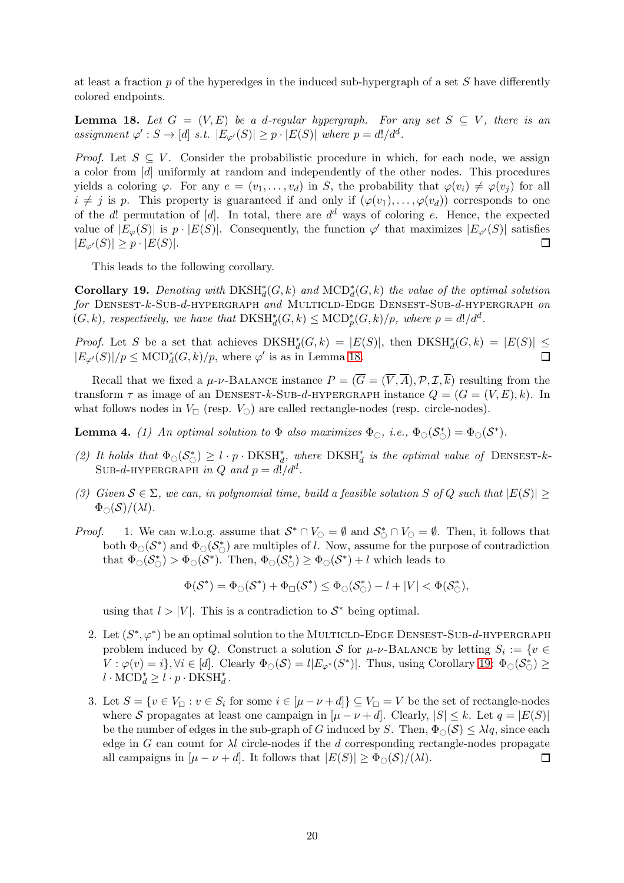at least a fraction $p$ of the hyperedges in the induced sub-hypergraph of a set $S$ have differently colored endpoints.

**Lemma 18.** *Let $G = (V, E)$ be a $d$-regular hypergraph. For any set $S \subseteq V$, there is an assignment $\varphi' : S \to [d]$ s.t. $|E_{\varphi'}(S)| \geq p \cdot |E(S)|$ where $p = d!/d^d$.*

*Proof.* Let $S \subseteq V$. Consider the probabilistic procedure in which, for each node, we assign a color from $[d]$ uniformly at random and independently of the other nodes. This procedures yields a coloring $\varphi$. For any $e = (v_1, \dots, v_d)$ in $S$, the probability that $\varphi(v_i) \neq \varphi(v_j)$ for all $i \neq j$ is $p$. This property is guaranteed if and only if $(\varphi(v_1), \dots, \varphi(v_d))$ corresponds to one of the $d!$ permutation of $[d]$. In total, there are $d^d$ ways of coloring $e$. Hence, the expected value of $|E_\varphi(S)|$ is $p \cdot |E(S)|$. Consequently, the function $\varphi'$ that maximizes $|E_{\varphi'}(S)|$ satisfies $|E_{\varphi'}(S)| \geq p \cdot |E(S)|$. ☐

This leads to the following corollary.

**Corollary 19.** *Denoting with $\mathrm{DKSH}^*_d(G, k)$ and $\mathrm{MCD}^*_d(G, k)$ the value of the optimal solution for* Densest-$k$-Sub-$d$-hypergraph *and* Multicld-Edge Densest-Sub-$d$-hypergraph *on $(G, k)$, respectively, we have that $\mathrm{DKSH}^*_d(G, k) \leq \mathrm{MCD}^*_p(G, k)/p$, where $p = d!/d^d$.*

*Proof.* Let $S$ be a set that achieves $\mathrm{DKSH}^*_d(G, k) = |E(S)|$, then $\mathrm{DKSH}^*_d(G, k) = |E(S)| \leq |E_{\varphi'}(S)|/p \leq \mathrm{MCD}^*_d(G, k)/p$, where $\varphi'$ is as in Lemma 18. ☐

Recall that we fixed a $\mu$-$\nu$-Balance instance $P = (\overline{G} = (\overline{V}, \overline{A}), \mathcal{P}, \mathcal{I}, \overline{k})$ resulting from the transform $\tau$ as image of an Densest-$k$-Sub-$d$-hypergraph instance $Q = (G = (V, E), k)$. In what follows nodes in $V_\square$ (resp. $V_\bigcirc$) are called rectangle-nodes (resp. circle-nodes).

**Lemma 4.** *(1) An optimal solution to $\Phi$ also maximizes $\Phi_\bigcirc$, i.e., $\Phi_\bigcirc(\mathcal{S}^*_\bigcirc) = \Phi_\bigcirc(\mathcal{S}^*)$.*

*(2) It holds that $\Phi_\bigcirc(\mathcal{S}^*_\bigcirc) \geq l \cdot p \cdot \mathrm{DKSH}^*_d$, where $\mathrm{DKSH}^*_d$ is the optimal value of* Densest-$k$-Sub-$d$-hypergraph *in $Q$ and $p = d!/d^d$.*

*(3) Given $\mathcal{S} \in \Sigma$, we can, in polynomial time, build a feasible solution $S$ of $Q$ such that $|E(S)| \geq \Phi_\bigcirc(\mathcal{S})/(\lambda l)$.*

*Proof.*

1. We can w.l.o.g. assume that $\mathcal{S}^* \cap V_\bigcirc = \emptyset$ and $\mathcal{S}^*_\bigcirc \cap V_\bigcirc = \emptyset$. Then, it follows that both $\Phi_\bigcirc(\mathcal{S}^*)$ and $\Phi_\bigcirc(\mathcal{S}^*_\bigcirc)$ are multiples of $l$. Now, assume for the purpose of contradiction that $\Phi_\bigcirc(\mathcal{S}^*_\bigcirc) > \Phi_\bigcirc(\mathcal{S}^*)$. Then, $\Phi_\bigcirc(\mathcal{S}^*_\bigcirc) \geq \Phi_\bigcirc(\mathcal{S}^*) + l$ which leads to

$$\Phi(\mathcal{S}^*) = \Phi_\bigcirc(\mathcal{S}^*) + \Phi_\square(\mathcal{S}^*) \leq \Phi_\bigcirc(\mathcal{S}^*_\bigcirc) - l + |V| < \Phi(\mathcal{S}^*_\bigcirc),$$

   using that $l > |V|$. This is a contradiction to $\mathcal{S}^*$ being optimal.

2. Let $(S^*, \varphi^*)$ be an optimal solution to the Multicld-Edge Densest-Sub-$d$-hypergraph problem induced by $Q$. Construct a solution $\mathcal{S}$ for $\mu$-$\nu$-Balance by letting $S_i := \{v \in V : \varphi(v) = i\}, \forall i \in [d]$. Clearly $\Phi_\bigcirc(\mathcal{S}) = l|E_{\varphi^*}(S^*)|$. Thus, using Corollary 19: $\Phi_\bigcirc(\mathcal{S}^*_\bigcirc) \geq l \cdot \mathrm{MCD}^*_d \geq l \cdot p \cdot \mathrm{DKSH}^*_d$.

3. Let $S = \{v \in V_\square : v \in S_i \text{ for some } i \in [\mu - \nu + d]\} \subseteq V_\square = V$ be the set of rectangle-nodes where $\mathcal{S}$ propagates at least one campaign in $[\mu - \nu + d]$. Clearly, $|S| \leq k$. Let $q = |E(S)|$ be the number of edges in the sub-graph of $G$ induced by $S$. Then, $\Phi_\bigcirc(\mathcal{S}) \leq \lambda l q$, since each edge in $G$ can count for $\lambda l$ circle-nodes if the $d$ corresponding rectangle-nodes propagate all campaigns in $[\mu - \nu + d]$. It follows that $|E(S)| \geq \Phi_\bigcirc(\mathcal{S})/(\lambda l)$. ☐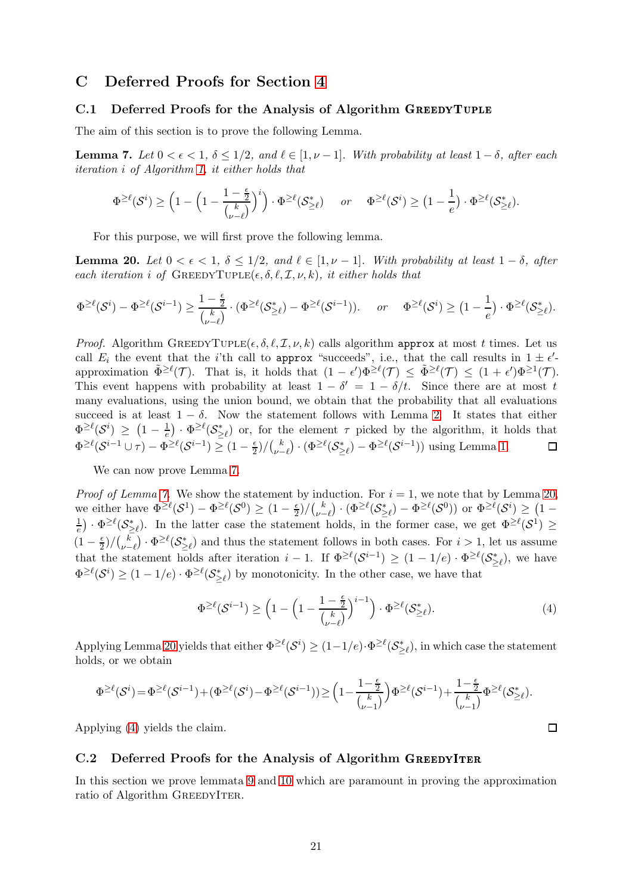# C Deferred Proofs for Section 4

## C.1 Deferred Proofs for the Analysis of Algorithm GreedyTuple

The aim of this section is to prove the following Lemma.

**Lemma 7.** *Let $0 < \epsilon < 1$, $\delta \le 1/2$, and $\ell \in [1, \nu - 1]$. With probability at least $1 - \delta$, after each iteration $i$ of Algorithm 1, it either holds that*

$$\Phi^{\ge \ell}(\mathcal{S}^i) \ge \Big(1 - \Big(1 - \frac{1 - \frac{\epsilon}{2}}{\binom{k}{\nu-\ell}}\Big)^i\Big) \cdot \Phi^{\ge \ell}(\mathcal{S}^*_{\ge \ell}) \quad \text{ or } \quad \Phi^{\ge \ell}(\mathcal{S}^i) \ge \big(1 - \frac{1}{e}\big) \cdot \Phi^{\ge \ell}(\mathcal{S}^*_{\ge \ell}).$$

For this purpose, we will first prove the following lemma.

**Lemma 20.** *Let $0 < \epsilon < 1$, $\delta \le 1/2$, and $\ell \in [1, \nu - 1]$. With probability at least $1 - \delta$, after each iteration $i$ of* GreedyTuple$(\epsilon, \delta, \ell, \mathcal{I}, \nu, k)$*, it either holds that*

$$\Phi^{\ge \ell}(\mathcal{S}^i) - \Phi^{\ge \ell}(\mathcal{S}^{i-1}) \ge \frac{1 - \frac{\epsilon}{2}}{\binom{k}{\nu-\ell}} \cdot (\Phi^{\ge \ell}(\mathcal{S}^*_{\ge \ell}) - \Phi^{\ge \ell}(\mathcal{S}^{i-1})). \quad \text{ or } \quad \Phi^{\ge \ell}(\mathcal{S}^i) \ge \big(1 - \frac{1}{e}\big) \cdot \Phi^{\ge \ell}(\mathcal{S}^*_{\ge \ell}).$$

*Proof.* Algorithm GreedyTuple$(\epsilon, \delta, \ell, \mathcal{I}, \nu, k)$ calls algorithm `approx` at most $t$ times. Let us call $E_i$ the event that the $i$'th call to `approx` "succeeds", i.e., that the call results in $1 \pm \epsilon'$-approximation $\tilde{\Phi}^{\ge \ell}(\mathcal{T})$. That is, it holds that $(1 - \epsilon')\Phi^{\ge \ell}(\mathcal{T}) \le \tilde{\Phi}^{\ge \ell}(\mathcal{T}) \le (1 + \epsilon')\Phi^{\ge 1}(\mathcal{T})$. This event happens with probability at least $1 - \delta' = 1 - \delta/t$. Since there are at most $t$ many evaluations, using the union bound, we obtain that the probability that all evaluations succeed is at least $1 - \delta$. Now the statement follows with Lemma 2. It states that either $\Phi^{\ge \ell}(\mathcal{S}^i) \ge \big(1 - \frac{1}{e}\big) \cdot \Phi^{\ge \ell}(\mathcal{S}^*_{\ge \ell})$ or, for the element $\tau$ picked by the algorithm, it holds that $\Phi^{\ge \ell}(\mathcal{S}^{i-1} \cup \tau) - \Phi^{\ge \ell}(\mathcal{S}^{i-1}) \ge (1 - \frac{\epsilon}{2})/\binom{k}{\nu-\ell} \cdot (\Phi^{\ge \ell}(\mathcal{S}^*_{\ge \ell}) - \Phi^{\ge \ell}(\mathcal{S}^{i-1}))$ using Lemma 1. $\square$

We can now prove Lemma 7.

*Proof of Lemma 7.* We show the statement by induction. For $i = 1$, we note that by Lemma 20, we either have $\Phi^{\ge \ell}(\mathcal{S}^1) - \Phi^{\ge \ell}(\mathcal{S}^0) \ge (1 - \frac{\epsilon}{2})/\binom{k}{\nu-\ell} \cdot (\Phi^{\ge \ell}(\mathcal{S}^*_{\ge \ell}) - \Phi^{\ge \ell}(\mathcal{S}^0))$ or $\Phi^{\ge \ell}(\mathcal{S}^i) \ge \big(1 - \frac{1}{e}\big) \cdot \Phi^{\ge \ell}(\mathcal{S}^*_{\ge \ell})$. In the latter case the statement holds, in the former case, we get $\Phi^{\ge \ell}(\mathcal{S}^1) \ge (1 - \frac{\epsilon}{2})/\binom{k}{\nu-\ell} \cdot \Phi^{\ge \ell}(\mathcal{S}^*_{\ge \ell})$ and thus the statement follows in both cases. For $i > 1$, let us assume that the statement holds after iteration $i - 1$. If $\Phi^{\ge \ell}(\mathcal{S}^{i-1}) \ge (1 - 1/e) \cdot \Phi^{\ge \ell}(\mathcal{S}^*_{\ge \ell})$, we have $\Phi^{\ge \ell}(\mathcal{S}^i) \ge (1 - 1/e) \cdot \Phi^{\ge \ell}(\mathcal{S}^*_{\ge \ell})$ by monotonicity. In the other case, we have that

$$\Phi^{\ge \ell}(\mathcal{S}^{i-1}) \ge \Big(1 - \Big(1 - \frac{1 - \frac{\epsilon}{2}}{\binom{k}{\nu-\ell}}\Big)^{i-1}\Big) \cdot \Phi^{\ge \ell}(\mathcal{S}^*_{\ge \ell}). \tag{4}$$

Applying Lemma 20 yields that either $\Phi^{\ge \ell}(\mathcal{S}^i) \ge (1 - 1/e) \cdot \Phi^{\ge \ell}(\mathcal{S}^*_{\ge \ell})$, in which case the statement holds, or we obtain

$$\Phi^{\ge \ell}(\mathcal{S}^i) = \Phi^{\ge \ell}(\mathcal{S}^{i-1}) + (\Phi^{\ge \ell}(\mathcal{S}^i) - \Phi^{\ge \ell}(\mathcal{S}^{i-1})) \ge \Big(1 - \frac{1 - \frac{\epsilon}{2}}{\binom{k}{\nu-1}}\Big)\Phi^{\ge \ell}(\mathcal{S}^{i-1}) + \frac{1 - \frac{\epsilon}{2}}{\binom{k}{\nu-1}}\Phi^{\ge \ell}(\mathcal{S}^*_{\ge \ell}).$$

Applying (4) yields the claim. $\square$

## C.2 Deferred Proofs for the Analysis of Algorithm GreedyIter

In this section we prove lemmata 9 and 10 which are paramount in proving the approximation ratio of Algorithm GreedyIter.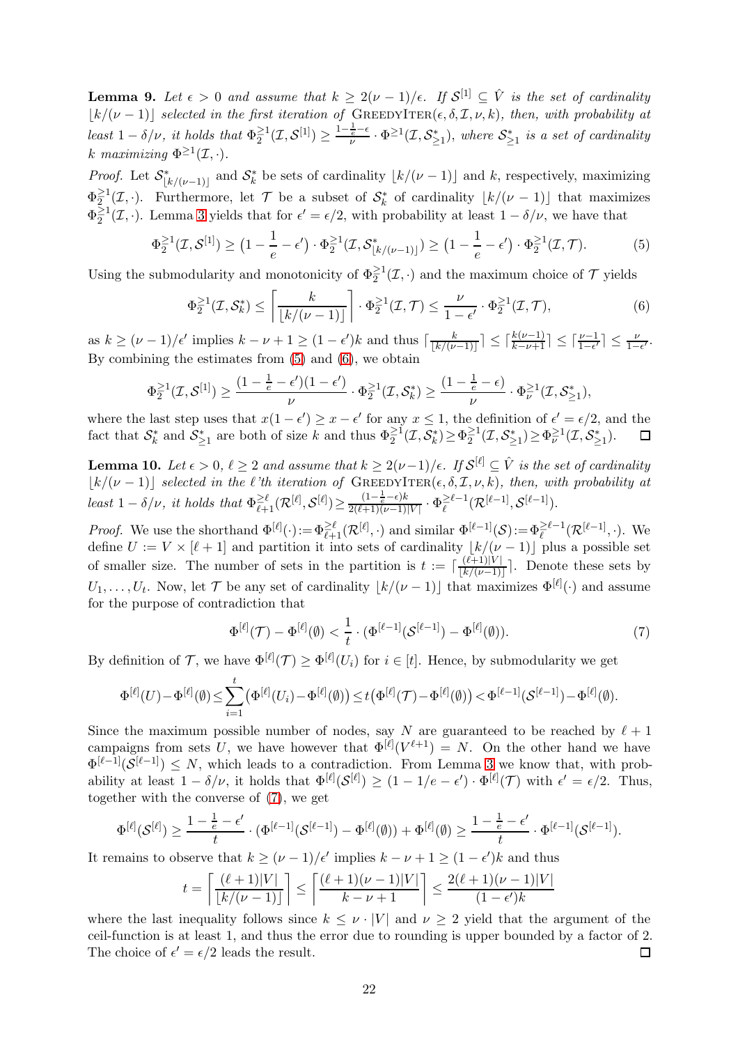**Lemma 9.** *Let $\epsilon > 0$ and assume that $k \geq 2(\nu - 1)/\epsilon$. If $\mathcal{S}^{[1]} \subseteq \hat{V}$ is the set of cardinality $\lfloor k/(\nu-1) \rfloor$ selected in the first iteration of* GreedyIter$(\epsilon, \delta, \mathcal{I}, \nu, k)$*, then, with probability at least $1 - \delta/\nu$, it holds that $\Phi_2^{\geq 1}(\mathcal{I}, \mathcal{S}^{[1]}) \geq \frac{1-\frac{1}{e}-\epsilon}{\nu} \cdot \Phi^{\geq 1}(\mathcal{I}, \mathcal{S}^*_{\geq 1})$, where $\mathcal{S}^*_{\geq 1}$ is a set of cardinality $k$ maximizing $\Phi^{\geq 1}(\mathcal{I}, \cdot)$.*

*Proof.* Let $\mathcal{S}^*_{\lfloor k/(\nu-1) \rfloor}$ and $\mathcal{S}^*_k$ be sets of cardinality $\lfloor k/(\nu-1) \rfloor$ and $k$, respectively, maximizing $\Phi_2^{\geq 1}(\mathcal{I}, \cdot)$. Furthermore, let $\mathcal{T}$ be a subset of $\mathcal{S}^*_k$ of cardinality $\lfloor k/(\nu-1) \rfloor$ that maximizes $\Phi_2^{\geq 1}(\mathcal{I}, \cdot)$. Lemma 3 yields that for $\epsilon' = \epsilon/2$, with probability at least $1 - \delta/\nu$, we have that

$$\Phi_2^{\geq 1}(\mathcal{I}, \mathcal{S}^{[1]}) \geq \left(1 - \frac{1}{e} - \epsilon'\right) \cdot \Phi_2^{\geq 1}(\mathcal{I}, \mathcal{S}^*_{\lfloor k/(\nu-1) \rfloor}) \geq \left(1 - \frac{1}{e} - \epsilon'\right) \cdot \Phi_2^{\geq 1}(\mathcal{I}, \mathcal{T}). \tag{5}$$

Using the submodularity and monotonicity of $\Phi_2^{\geq 1}(\mathcal{I}, \cdot)$ and the maximum choice of $\mathcal{T}$ yields

$$\Phi_2^{\geq 1}(\mathcal{I}, \mathcal{S}^*_k) \leq \left\lceil \frac{k}{\lfloor k/(\nu-1) \rfloor} \right\rceil \cdot \Phi_2^{\geq 1}(\mathcal{I}, \mathcal{T}) \leq \frac{\nu}{1-\epsilon'} \cdot \Phi_2^{\geq 1}(\mathcal{I}, \mathcal{T}), \tag{6}$$

as $k \geq (\nu-1)/\epsilon'$ implies $k - \nu + 1 \geq (1-\epsilon')k$ and thus $\lceil \frac{k}{\lfloor k/(\nu-1) \rfloor} \rceil \leq \lceil \frac{k(\nu-1)}{k-\nu+1} \rceil \leq \lceil \frac{\nu-1}{1-\epsilon'} \rceil \leq \frac{\nu}{1-\epsilon'}$. By combining the estimates from (5) and (6), we obtain

$$\Phi_2^{\geq 1}(\mathcal{I}, \mathcal{S}^{[1]}) \geq \frac{(1-\frac{1}{e}-\epsilon')(1-\epsilon')}{\nu} \cdot \Phi_2^{\geq 1}(\mathcal{I}, \mathcal{S}^*_k) \geq \frac{(1-\frac{1}{e}-\epsilon)}{\nu} \cdot \Phi_\nu^{\geq 1}(\mathcal{I}, \mathcal{S}^*_{\geq 1}),$$

where the last step uses that $x(1-\epsilon') \geq x - \epsilon'$ for any $x \leq 1$, the definition of $\epsilon' = \epsilon/2$, and the fact that $\mathcal{S}^*_k$ and $\mathcal{S}^*_{\geq 1}$ are both of size $k$ and thus $\Phi_2^{\geq 1}(\mathcal{I}, \mathcal{S}^*_k) \geq \Phi_2^{\geq 1}(\mathcal{I}, \mathcal{S}^*_{\geq 1}) \geq \Phi_\nu^{\geq 1}(\mathcal{I}, \mathcal{S}^*_{\geq 1})$. $\square$

**Lemma 10.** *Let $\epsilon > 0$, $\ell \geq 2$ and assume that $k \geq 2(\nu-1)/\epsilon$. If $\mathcal{S}^{[\ell]} \subseteq \hat{V}$ is the set of cardinality $\lfloor k/(\nu-1) \rfloor$ selected in the $\ell$'th iteration of* GreedyIter$(\epsilon, \delta, \mathcal{I}, \nu, k)$*, then, with probability at least $1 - \delta/\nu$, it holds that $\Phi_{\ell+1}^{\geq \ell}(\mathcal{R}^{[\ell]}, \mathcal{S}^{[\ell]}) \geq \frac{(1-\frac{1}{e}-\epsilon)k}{2(\ell+1)(\nu-1)|V|} \cdot \Phi_\ell^{\geq \ell-1}(\mathcal{R}^{[\ell-1]}, \mathcal{S}^{[\ell-1]})$.*

*Proof.* We use the shorthand $\Phi^{[\ell]}(\cdot) := \Phi_{\ell+1}^{\geq \ell}(\mathcal{R}^{[\ell]}, \cdot)$ and similar $\Phi^{[\ell-1]}(\mathcal{S}) := \Phi_\ell^{\geq \ell-1}(\mathcal{R}^{[\ell-1]}, \cdot)$. We define $U := V \times [\ell+1]$ and partition it into sets of cardinality $\lfloor k/(\nu-1) \rfloor$ plus a possible set of smaller size. The number of sets in the partition is $t := \lceil \frac{(\ell+1)|V|}{\lfloor k/(\nu-1) \rfloor} \rceil$. Denote these sets by $U_1, \ldots, U_t$. Now, let $\mathcal{T}$ be any set of cardinality $\lfloor k/(\nu-1) \rfloor$ that maximizes $\Phi^{[\ell]}(\cdot)$ and assume for the purpose of contradiction that

$$\Phi^{[\ell]}(\mathcal{T}) - \Phi^{[\ell]}(\emptyset) < \frac{1}{t} \cdot (\Phi^{[\ell-1]}(\mathcal{S}^{[\ell-1]}) - \Phi^{[\ell]}(\emptyset)). \tag{7}$$

By definition of $\mathcal{T}$, we have $\Phi^{[\ell]}(\mathcal{T}) \geq \Phi^{[\ell]}(U_i)$ for $i \in [t]$. Hence, by submodularity we get

$$\Phi^{[\ell]}(U) - \Phi^{[\ell]}(\emptyset) \leq \sum_{i=1}^{t} \left(\Phi^{[\ell]}(U_i) - \Phi^{[\ell]}(\emptyset)\right) \leq t\left(\Phi^{[\ell]}(\mathcal{T}) - \Phi^{[\ell]}(\emptyset)\right) < \Phi^{[\ell-1]}(\mathcal{S}^{[\ell-1]}) - \Phi^{[\ell]}(\emptyset).$$

Since the maximum possible number of nodes, say $N$ are guaranteed to be reached by $\ell+1$ campaigns from sets $U$, we have however that $\Phi^{[\ell]}(V^{\ell+1}) = N$. On the other hand we have $\Phi^{[\ell-1]}(\mathcal{S}^{[\ell-1]}) \leq N$, which leads to a contradiction. From Lemma 3 we know that, with probability at least $1 - \delta/\nu$, it holds that $\Phi^{[\ell]}(\mathcal{S}^{[\ell]}) \geq (1 - 1/e - \epsilon') \cdot \Phi^{[\ell]}(\mathcal{T})$ with $\epsilon' = \epsilon/2$. Thus, together with the converse of (7), we get

$$\Phi^{[\ell]}(\mathcal{S}^{[\ell]}) \geq \frac{1-\frac{1}{e}-\epsilon'}{t} \cdot (\Phi^{[\ell-1]}(\mathcal{S}^{[\ell-1]}) - \Phi^{[\ell]}(\emptyset)) + \Phi^{[\ell]}(\emptyset) \geq \frac{1-\frac{1}{e}-\epsilon'}{t} \cdot \Phi^{[\ell-1]}(\mathcal{S}^{[\ell-1]}).$$

It remains to observe that $k \geq (\nu-1)/\epsilon'$ implies $k - \nu + 1 \geq (1-\epsilon')k$ and thus

$$t = \left\lceil \frac{(\ell+1)|V|}{\lfloor k/(\nu-1) \rfloor} \right\rceil \leq \left\lceil \frac{(\ell+1)(\nu-1)|V|}{k-\nu+1} \right\rceil \leq \frac{2(\ell+1)(\nu-1)|V|}{(1-\epsilon')k}$$

where the last inequality follows since $k \leq \nu \cdot |V|$ and $\nu \geq 2$ yield that the argument of the ceil-function is at least 1, and thus the error due to rounding is upper bounded by a factor of 2. The choice of $\epsilon' = \epsilon/2$ leads the result. $\square$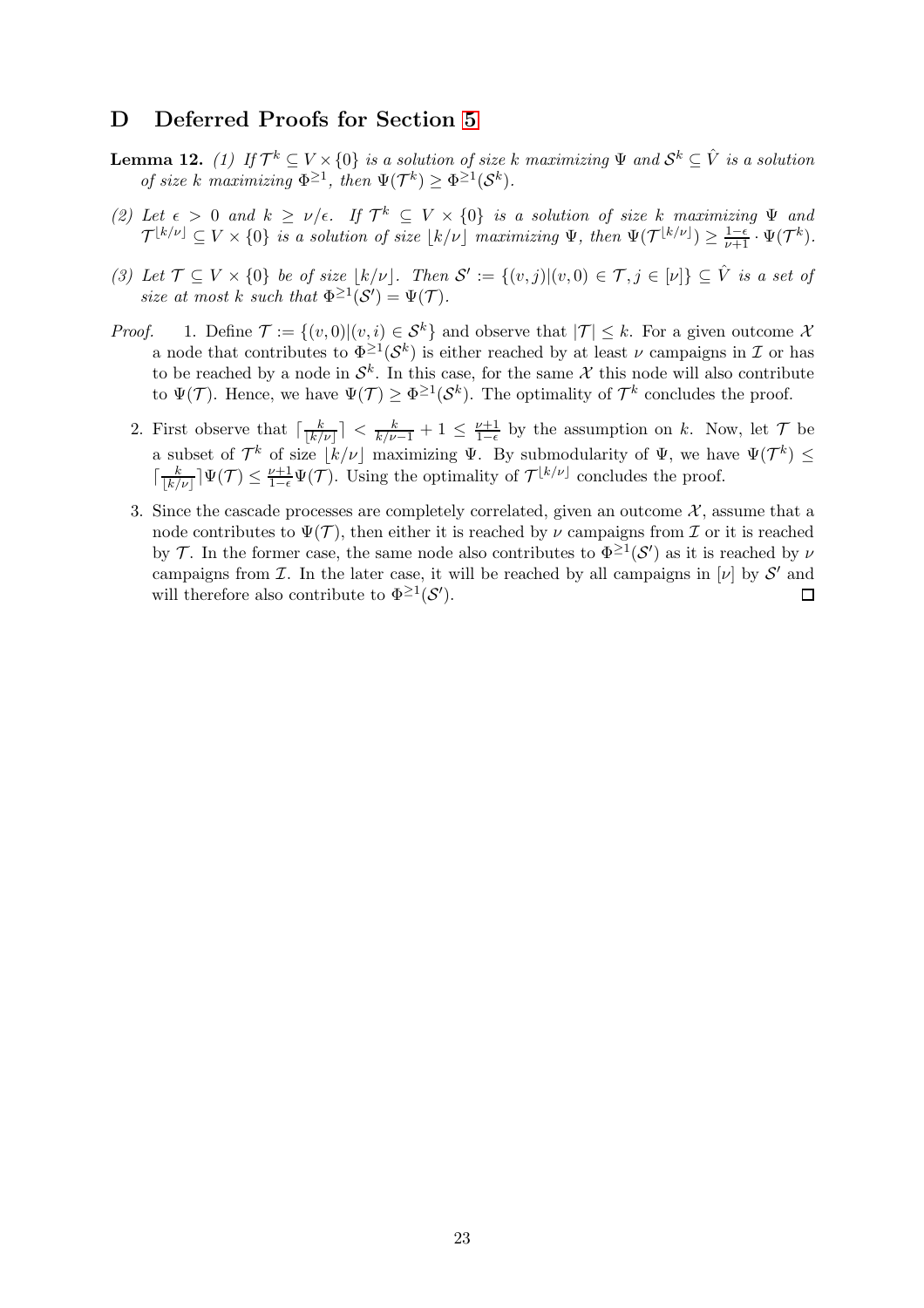# D Deferred Proofs for Section 5

**Lemma 12.** *(1) If $\mathcal{T}^k \subseteq V \times \{0\}$ is a solution of size $k$ maximizing $\Psi$ and $\mathcal{S}^k \subseteq \hat{V}$ is a solution of size $k$ maximizing $\Phi^{\geq 1}$, then $\Psi(\mathcal{T}^k) \geq \Phi^{\geq 1}(\mathcal{S}^k)$.*

*(2) Let $\epsilon > 0$ and $k \geq \nu/\epsilon$. If $\mathcal{T}^k \subseteq V \times \{0\}$ is a solution of size $k$ maximizing $\Psi$ and $\mathcal{T}^{\lfloor k/\nu \rfloor} \subseteq V \times \{0\}$ is a solution of size $\lfloor k/\nu \rfloor$ maximizing $\Psi$, then $\Psi(\mathcal{T}^{\lfloor k/\nu \rfloor}) \geq \frac{1-\epsilon}{\nu+1} \cdot \Psi(\mathcal{T}^k)$.*

*(3) Let $\mathcal{T} \subseteq V \times \{0\}$ be of size $\lfloor k/\nu \rfloor$. Then $\mathcal{S}' := \{(v,j) | (v,0) \in \mathcal{T}, j \in [\nu]\} \subseteq \hat{V}$ is a set of size at most $k$ such that $\Phi^{\geq 1}(\mathcal{S}') = \Psi(\mathcal{T})$.*

*Proof.*

1. Define $\mathcal{T} := \{(v,0) | (v,i) \in \mathcal{S}^k\}$ and observe that $|\mathcal{T}| \leq k$. For a given outcome $\mathcal{X}$ a node that contributes to $\Phi^{\geq 1}(\mathcal{S}^k)$ is either reached by at least $\nu$ campaigns in $\mathcal{I}$ or has to be reached by a node in $\mathcal{S}^k$. In this case, for the same $\mathcal{X}$ this node will also contribute to $\Psi(\mathcal{T})$. Hence, we have $\Psi(\mathcal{T}) \geq \Phi^{\geq 1}(\mathcal{S}^k)$. The optimality of $\mathcal{T}^k$ concludes the proof.

2. First observe that $\lceil \frac{k}{\lfloor k/\nu \rfloor} \rceil < \frac{k}{k/\nu - 1} + 1 \leq \frac{\nu+1}{1-\epsilon}$ by the assumption on $k$. Now, let $\mathcal{T}$ be a subset of $\mathcal{T}^k$ of size $\lfloor k/\nu \rfloor$ maximizing $\Psi$. By submodularity of $\Psi$, we have $\Psi(\mathcal{T}^k) \leq \lceil \frac{k}{\lfloor k/\nu \rfloor} \rceil \Psi(\mathcal{T}) \leq \frac{\nu+1}{1-\epsilon} \Psi(\mathcal{T})$. Using the optimality of $\mathcal{T}^{\lfloor k/\nu \rfloor}$ concludes the proof.

3. Since the cascade processes are completely correlated, given an outcome $\mathcal{X}$, assume that a node contributes to $\Psi(\mathcal{T})$, then either it is reached by $\nu$ campaigns from $\mathcal{I}$ or it is reached by $\mathcal{T}$. In the former case, the same node also contributes to $\Phi^{\geq 1}(\mathcal{S}')$ as it is reached by $\nu$ campaigns from $\mathcal{I}$. In the later case, it will be reached by all campaigns in $[\nu]$ by $\mathcal{S}'$ and will therefore also contribute to $\Phi^{\geq 1}(\mathcal{S}')$. $\square$